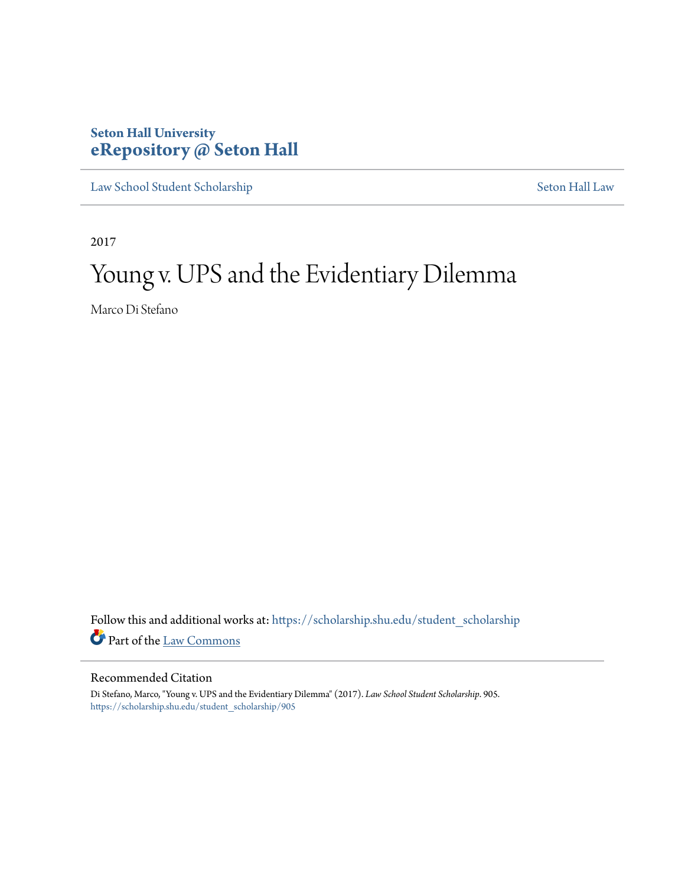Seton Hall University
**eRepository @ Seton Hall**

Law School Student Scholarship | Seton Hall Law

2017

# Young v. UPS and the Evidentiary Dilemma

Marco Di Stefano

Follow this and additional works at: https://scholarship.shu.edu/student_scholarship

Part of the Law Commons

## Recommended Citation

Di Stefano, Marco, "Young v. UPS and the Evidentiary Dilemma" (2017). *Law School Student Scholarship*. 905.
https://scholarship.shu.edu/student_scholarship/905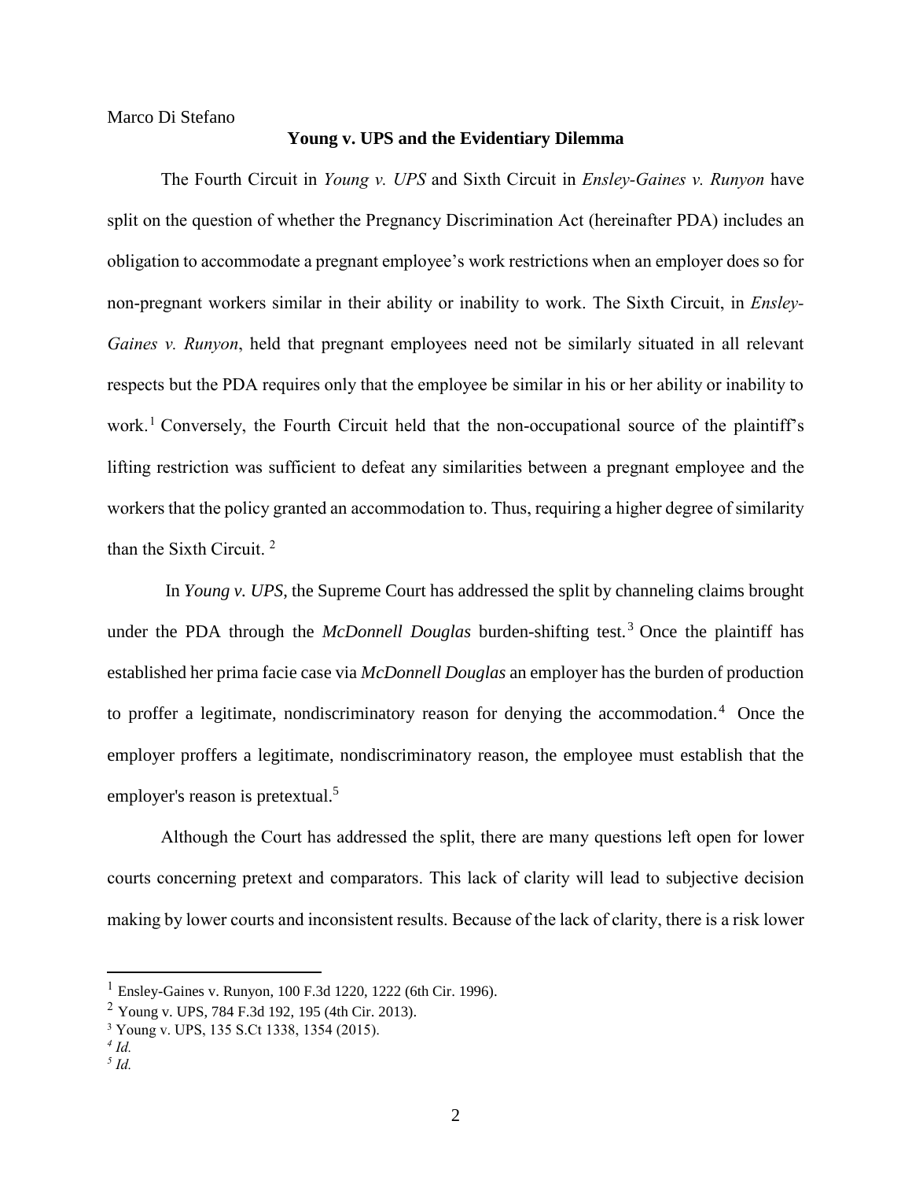Marco Di Stefano

**Young v. UPS and the Evidentiary Dilemma**

The Fourth Circuit in *Young v. UPS* and Sixth Circuit in *Ensley-Gaines v. Runyon* have split on the question of whether the Pregnancy Discrimination Act (hereinafter PDA) includes an obligation to accommodate a pregnant employee's work restrictions when an employer does so for non-pregnant workers similar in their ability or inability to work. The Sixth Circuit, in *Ensley-Gaines v. Runyon*, held that pregnant employees need not be similarly situated in all relevant respects but the PDA requires only that the employee be similar in his or her ability or inability to work.[1] Conversely, the Fourth Circuit held that the non-occupational source of the plaintiff's lifting restriction was sufficient to defeat any similarities between a pregnant employee and the workers that the policy granted an accommodation to. Thus, requiring a higher degree of similarity than the Sixth Circuit. [2]

In *Young v. UPS*, the Supreme Court has addressed the split by channeling claims brought under the PDA through the *McDonnell Douglas* burden-shifting test.[3] Once the plaintiff has established her prima facie case via *McDonnell Douglas* an employer has the burden of production to proffer a legitimate, nondiscriminatory reason for denying the accommodation.[4] Once the employer proffers a legitimate, nondiscriminatory reason, the employee must establish that the employer's reason is pretextual.[5]

Although the Court has addressed the split, there are many questions left open for lower courts concerning pretext and comparators. This lack of clarity will lead to subjective decision making by lower courts and inconsistent results. Because of the lack of clarity, there is a risk lower

---

[1] Ensley-Gaines v. Runyon, 100 F.3d 1220, 1222 (6th Cir. 1996).

[2] Young v. UPS, 784 F.3d 192, 195 (4th Cir. 2013).

[3] Young v. UPS, 135 S.Ct 1338, 1354 (2015).

[4] *Id.*

[5] *Id.*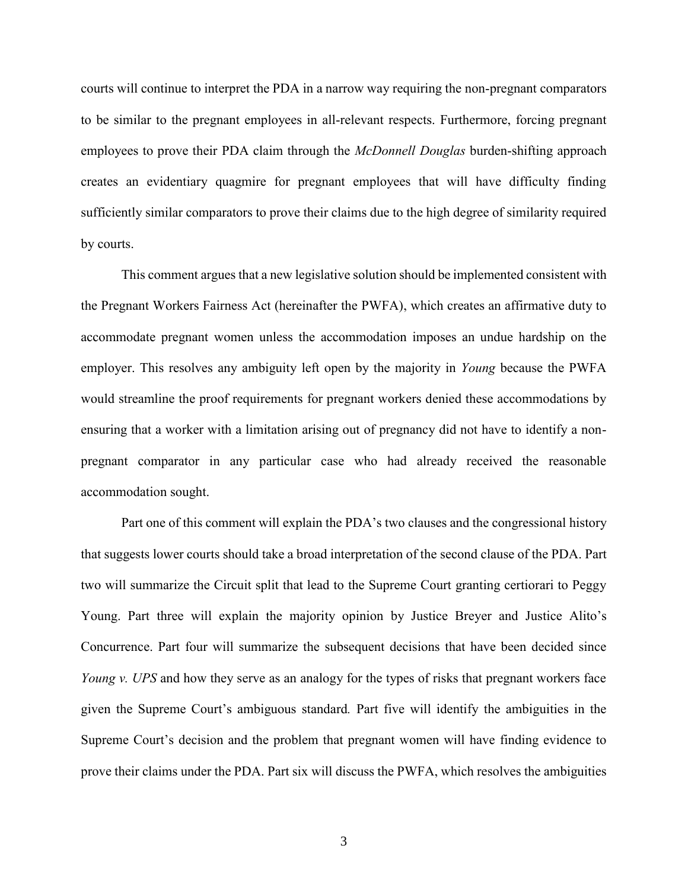courts will continue to interpret the PDA in a narrow way requiring the non-pregnant comparators to be similar to the pregnant employees in all-relevant respects. Furthermore, forcing pregnant employees to prove their PDA claim through the *McDonnell Douglas* burden-shifting approach creates an evidentiary quagmire for pregnant employees that will have difficulty finding sufficiently similar comparators to prove their claims due to the high degree of similarity required by courts.

This comment argues that a new legislative solution should be implemented consistent with the Pregnant Workers Fairness Act (hereinafter the PWFA), which creates an affirmative duty to accommodate pregnant women unless the accommodation imposes an undue hardship on the employer. This resolves any ambiguity left open by the majority in *Young* because the PWFA would streamline the proof requirements for pregnant workers denied these accommodations by ensuring that a worker with a limitation arising out of pregnancy did not have to identify a non-pregnant comparator in any particular case who had already received the reasonable accommodation sought.

Part one of this comment will explain the PDA's two clauses and the congressional history that suggests lower courts should take a broad interpretation of the second clause of the PDA. Part two will summarize the Circuit split that lead to the Supreme Court granting certiorari to Peggy Young. Part three will explain the majority opinion by Justice Breyer and Justice Alito's Concurrence. Part four will summarize the subsequent decisions that have been decided since *Young v. UPS* and how they serve as an analogy for the types of risks that pregnant workers face given the Supreme Court's ambiguous standard. Part five will identify the ambiguities in the Supreme Court's decision and the problem that pregnant women will have finding evidence to prove their claims under the PDA. Part six will discuss the PWFA, which resolves the ambiguities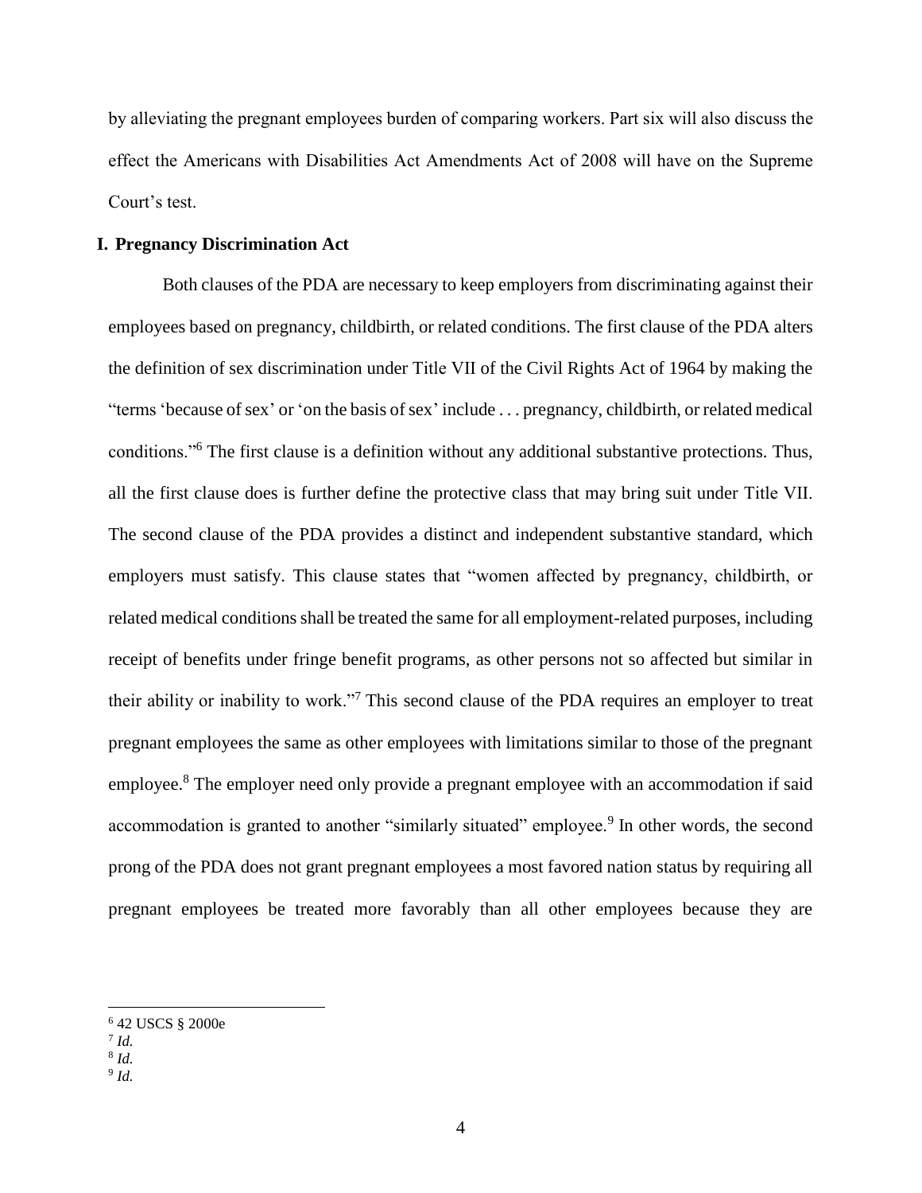by alleviating the pregnant employees burden of comparing workers. Part six will also discuss the effect the Americans with Disabilities Act Amendments Act of 2008 will have on the Supreme Court's test.

## I. Pregnancy Discrimination Act

Both clauses of the PDA are necessary to keep employers from discriminating against their employees based on pregnancy, childbirth, or related conditions. The first clause of the PDA alters the definition of sex discrimination under Title VII of the Civil Rights Act of 1964 by making the "terms 'because of sex' or 'on the basis of sex' include . . . pregnancy, childbirth, or related medical conditions."[6] The first clause is a definition without any additional substantive protections. Thus, all the first clause does is further define the protective class that may bring suit under Title VII. The second clause of the PDA provides a distinct and independent substantive standard, which employers must satisfy. This clause states that "women affected by pregnancy, childbirth, or related medical conditions shall be treated the same for all employment-related purposes, including receipt of benefits under fringe benefit programs, as other persons not so affected but similar in their ability or inability to work."[7] This second clause of the PDA requires an employer to treat pregnant employees the same as other employees with limitations similar to those of the pregnant employee.[8] The employer need only provide a pregnant employee with an accommodation if said accommodation is granted to another "similarly situated" employee.[9] In other words, the second prong of the PDA does not grant pregnant employees a most favored nation status by requiring all pregnant employees be treated more favorably than all other employees because they are

---

[6] 42 USCS § 2000e

[7] *Id.*

[8] *Id.*

[9] *Id.*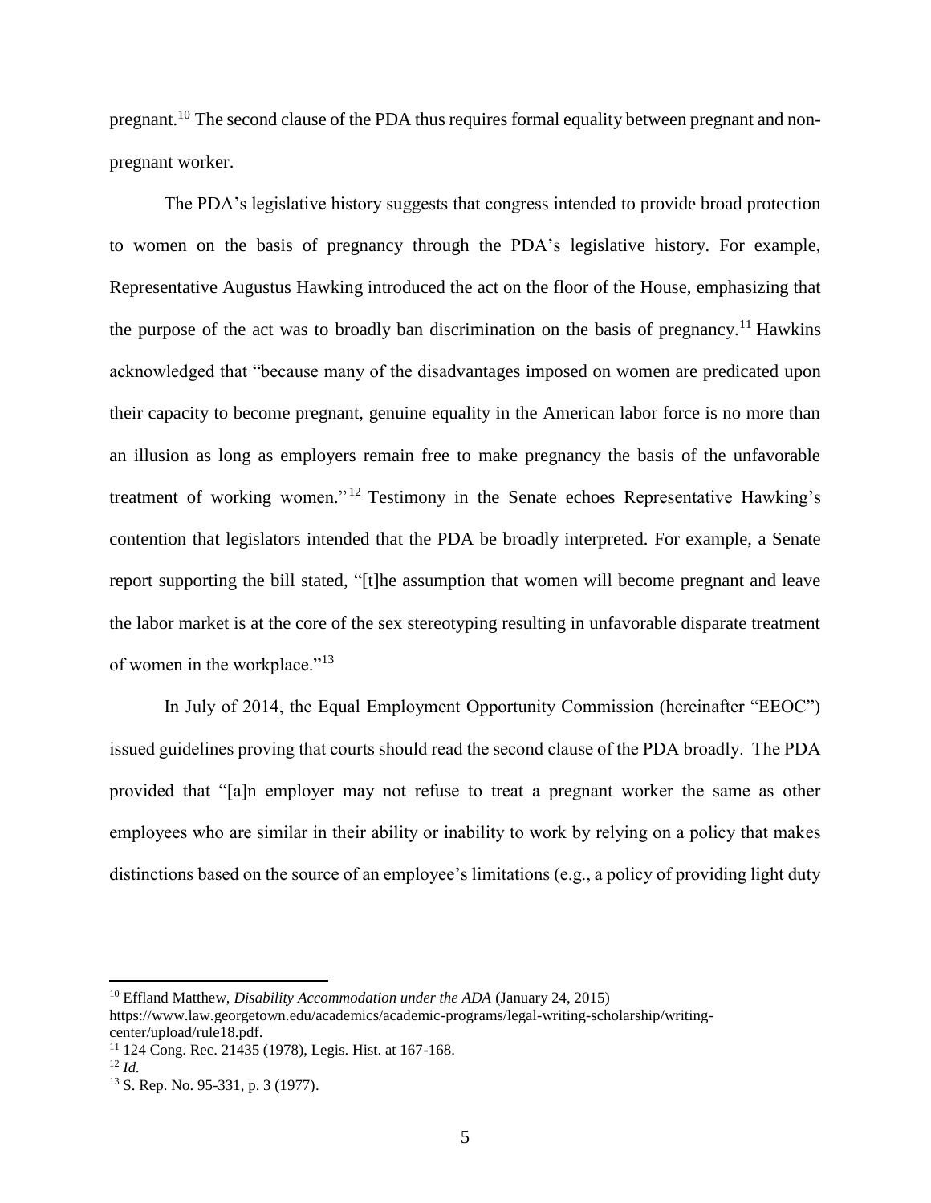pregnant.[10] The second clause of the PDA thus requires formal equality between pregnant and non-pregnant worker.

The PDA's legislative history suggests that congress intended to provide broad protection to women on the basis of pregnancy through the PDA's legislative history. For example, Representative Augustus Hawking introduced the act on the floor of the House, emphasizing that the purpose of the act was to broadly ban discrimination on the basis of pregnancy.[11] Hawkins acknowledged that "because many of the disadvantages imposed on women are predicated upon their capacity to become pregnant, genuine equality in the American labor force is no more than an illusion as long as employers remain free to make pregnancy the basis of the unfavorable treatment of working women."[12] Testimony in the Senate echoes Representative Hawking's contention that legislators intended that the PDA be broadly interpreted. For example, a Senate report supporting the bill stated, "[t]he assumption that women will become pregnant and leave the labor market is at the core of the sex stereotyping resulting in unfavorable disparate treatment of women in the workplace."[13]

In July of 2014, the Equal Employment Opportunity Commission (hereinafter "EEOC") issued guidelines proving that courts should read the second clause of the PDA broadly. The PDA provided that "[a]n employer may not refuse to treat a pregnant worker the same as other employees who are similar in their ability or inability to work by relying on a policy that makes distinctions based on the source of an employee's limitations (e.g., a policy of providing light duty

---

[10] Effland Matthew, *Disability Accommodation under the ADA* (January 24, 2015) https://www.law.georgetown.edu/academics/academic-programs/legal-writing-scholarship/writing-center/upload/rule18.pdf.

[11] 124 Cong. Rec. 21435 (1978), Legis. Hist. at 167-168.

[12] *Id.*

[13] S. Rep. No. 95-331, p. 3 (1977).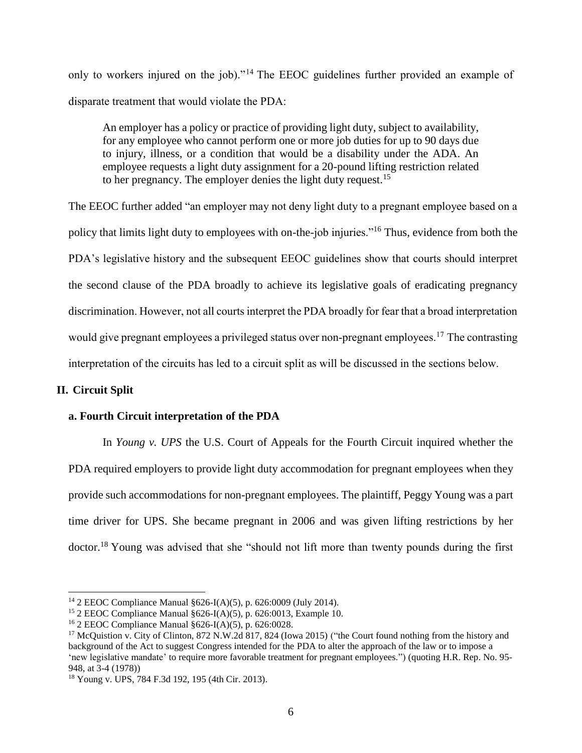only to workers injured on the job)."[14] The EEOC guidelines further provided an example of disparate treatment that would violate the PDA:

> An employer has a policy or practice of providing light duty, subject to availability, for any employee who cannot perform one or more job duties for up to 90 days due to injury, illness, or a condition that would be a disability under the ADA. An employee requests a light duty assignment for a 20-pound lifting restriction related to her pregnancy. The employer denies the light duty request.[15]

The EEOC further added "an employer may not deny light duty to a pregnant employee based on a policy that limits light duty to employees with on-the-job injuries."[16] Thus, evidence from both the PDA's legislative history and the subsequent EEOC guidelines show that courts should interpret the second clause of the PDA broadly to achieve its legislative goals of eradicating pregnancy discrimination. However, not all courts interpret the PDA broadly for fear that a broad interpretation would give pregnant employees a privileged status over non-pregnant employees.[17] The contrasting interpretation of the circuits has led to a circuit split as will be discussed in the sections below.

## II. Circuit Split

### a. Fourth Circuit interpretation of the PDA

In *Young v. UPS* the U.S. Court of Appeals for the Fourth Circuit inquired whether the PDA required employers to provide light duty accommodation for pregnant employees when they provide such accommodations for non-pregnant employees. The plaintiff, Peggy Young was a part time driver for UPS. She became pregnant in 2006 and was given lifting restrictions by her doctor.[18] Young was advised that she "should not lift more than twenty pounds during the first

---

[14] 2 EEOC Compliance Manual §626-I(A)(5), p. 626:0009 (July 2014).

[15] 2 EEOC Compliance Manual §626-I(A)(5), p. 626:0013, Example 10.

[16] 2 EEOC Compliance Manual §626-I(A)(5), p. 626:0028.

[17] McQuistion v. City of Clinton, 872 N.W.2d 817, 824 (Iowa 2015) ("the Court found nothing from the history and background of the Act to suggest Congress intended for the PDA to alter the approach of the law or to impose a 'new legislative mandate' to require more favorable treatment for pregnant employees.") (quoting H.R. Rep. No. 95-948, at 3-4 (1978))

[18] Young v. UPS, 784 F.3d 192, 195 (4th Cir. 2013).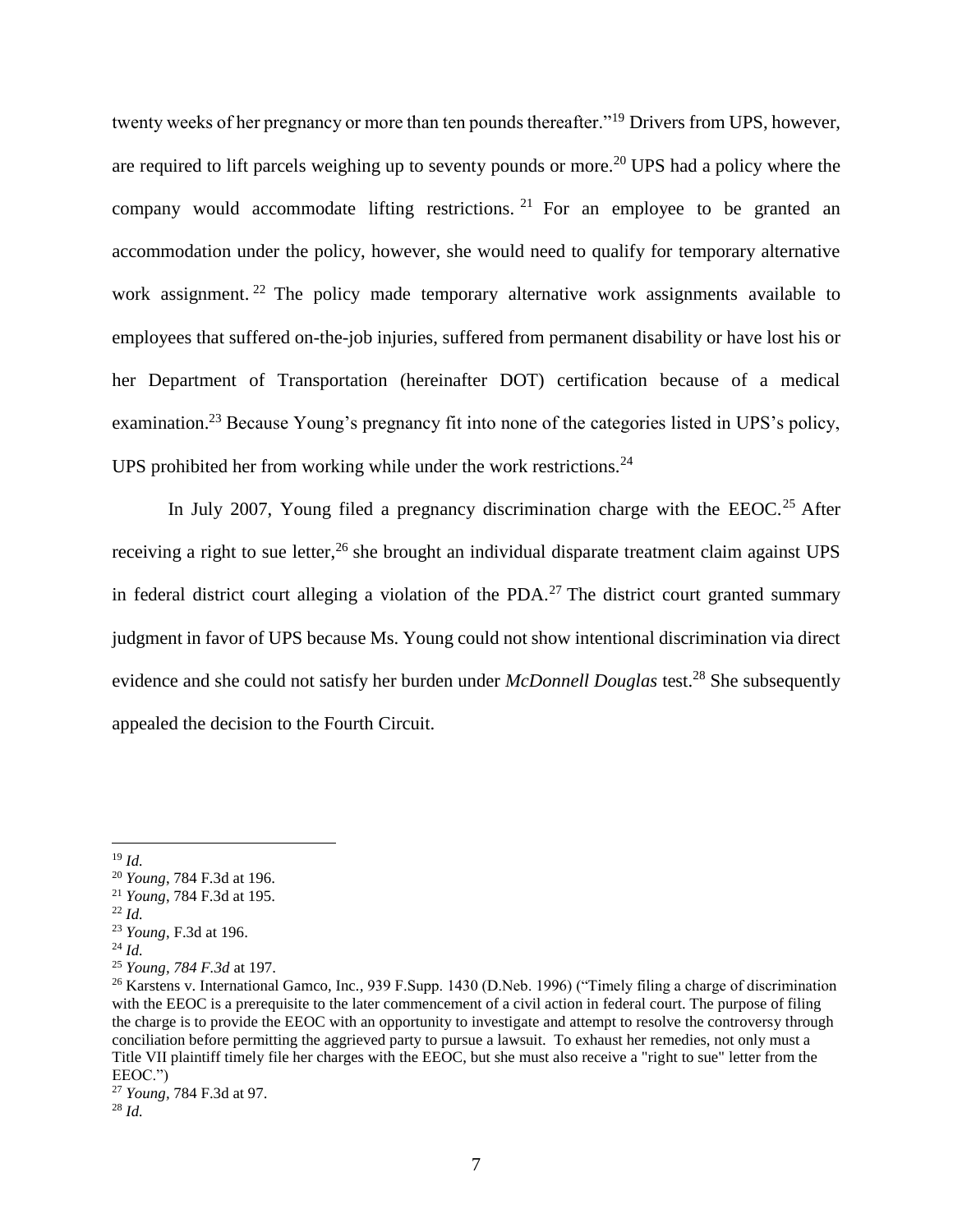twenty weeks of her pregnancy or more than ten pounds thereafter."[19] Drivers from UPS, however, are required to lift parcels weighing up to seventy pounds or more.[20] UPS had a policy where the company would accommodate lifting restrictions.[21] For an employee to be granted an accommodation under the policy, however, she would need to qualify for temporary alternative work assignment.[22] The policy made temporary alternative work assignments available to employees that suffered on-the-job injuries, suffered from permanent disability or have lost his or her Department of Transportation (hereinafter DOT) certification because of a medical examination.[23] Because Young's pregnancy fit into none of the categories listed in UPS's policy, UPS prohibited her from working while under the work restrictions.[24]

In July 2007, Young filed a pregnancy discrimination charge with the EEOC.[25] After receiving a right to sue letter,[26] she brought an individual disparate treatment claim against UPS in federal district court alleging a violation of the PDA.[27] The district court granted summary judgment in favor of UPS because Ms. Young could not show intentional discrimination via direct evidence and she could not satisfy her burden under *McDonnell Douglas* test.[28] She subsequently appealed the decision to the Fourth Circuit.

---

[19] *Id.*

[20] *Young*, 784 F.3d at 196.

[21] *Young*, 784 F.3d at 195.

[22] *Id.*

[23] *Young*, F.3d at 196.

[24] *Id.*

[25] *Young, 784 F.3d* at 197.

[26] Karstens v. International Gamco, Inc., 939 F.Supp. 1430 (D.Neb. 1996) ("Timely filing a charge of discrimination with the EEOC is a prerequisite to the later commencement of a civil action in federal court. The purpose of filing the charge is to provide the EEOC with an opportunity to investigate and attempt to resolve the controversy through conciliation before permitting the aggrieved party to pursue a lawsuit. To exhaust her remedies, not only must a Title VII plaintiff timely file her charges with the EEOC, but she must also receive a "right to sue" letter from the EEOC.")

[27] *Young*, 784 F.3d at 97.

[28] *Id.*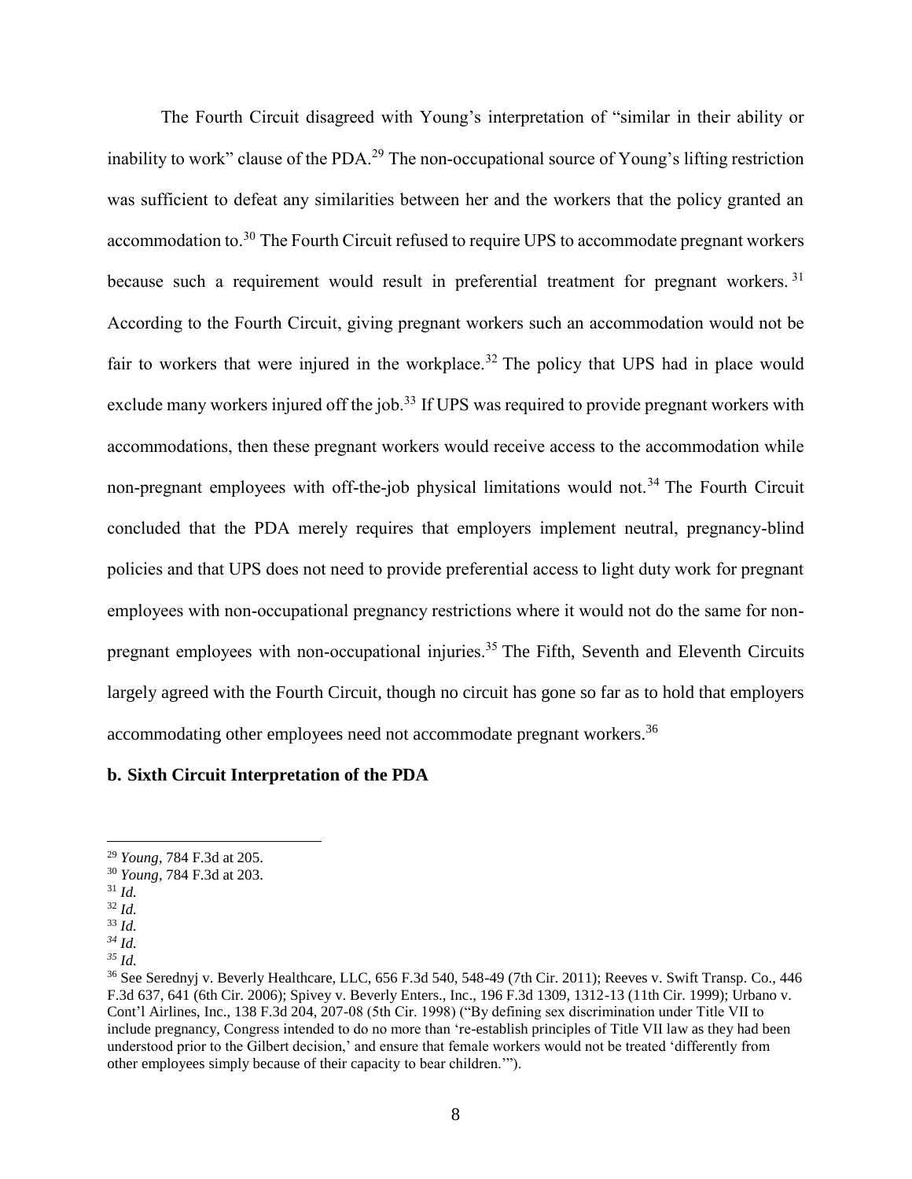The Fourth Circuit disagreed with Young's interpretation of "similar in their ability or inability to work" clause of the PDA.[29] The non-occupational source of Young's lifting restriction was sufficient to defeat any similarities between her and the workers that the policy granted an accommodation to.[30] The Fourth Circuit refused to require UPS to accommodate pregnant workers because such a requirement would result in preferential treatment for pregnant workers.[31] According to the Fourth Circuit, giving pregnant workers such an accommodation would not be fair to workers that were injured in the workplace.[32] The policy that UPS had in place would exclude many workers injured off the job.[33] If UPS was required to provide pregnant workers with accommodations, then these pregnant workers would receive access to the accommodation while non-pregnant employees with off-the-job physical limitations would not.[34] The Fourth Circuit concluded that the PDA merely requires that employers implement neutral, pregnancy-blind policies and that UPS does not need to provide preferential access to light duty work for pregnant employees with non-occupational pregnancy restrictions where it would not do the same for non-pregnant employees with non-occupational injuries.[35] The Fifth, Seventh and Eleventh Circuits largely agreed with the Fourth Circuit, though no circuit has gone so far as to hold that employers accommodating other employees need not accommodate pregnant workers.[36]

**b. Sixth Circuit Interpretation of the PDA**

---

[29] *Young*, 784 F.3d at 205.

[30] *Young*, 784 F.3d at 203.

[31] *Id.*

[32] *Id.*

[33] *Id.*

[34] *Id.*

[35] *Id.*

[36] See Serednyj v. Beverly Healthcare, LLC, 656 F.3d 540, 548-49 (7th Cir. 2011); Reeves v. Swift Transp. Co., 446 F.3d 637, 641 (6th Cir. 2006); Spivey v. Beverly Enters., Inc., 196 F.3d 1309, 1312-13 (11th Cir. 1999); Urbano v. Cont'l Airlines, Inc., 138 F.3d 204, 207-08 (5th Cir. 1998) ("By defining sex discrimination under Title VII to include pregnancy, Congress intended to do no more than 're-establish principles of Title VII law as they had been understood prior to the Gilbert decision,' and ensure that female workers would not be treated 'differently from other employees simply because of their capacity to bear children.'").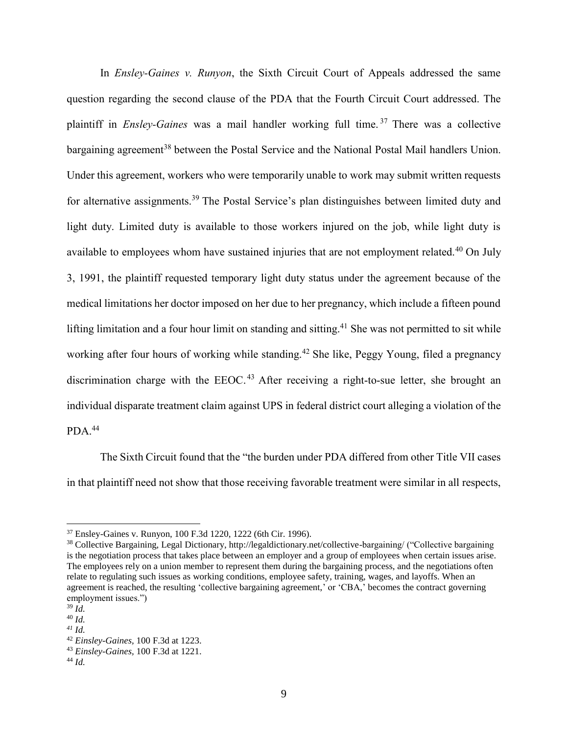In *Ensley-Gaines v. Runyon*, the Sixth Circuit Court of Appeals addressed the same question regarding the second clause of the PDA that the Fourth Circuit Court addressed. The plaintiff in *Ensley-Gaines* was a mail handler working full time.[37] There was a collective bargaining agreement[38] between the Postal Service and the National Postal Mail handlers Union. Under this agreement, workers who were temporarily unable to work may submit written requests for alternative assignments.[39] The Postal Service's plan distinguishes between limited duty and light duty. Limited duty is available to those workers injured on the job, while light duty is available to employees whom have sustained injuries that are not employment related.[40] On July 3, 1991, the plaintiff requested temporary light duty status under the agreement because of the medical limitations her doctor imposed on her due to her pregnancy, which include a fifteen pound lifting limitation and a four hour limit on standing and sitting.[41] She was not permitted to sit while working after four hours of working while standing.[42] She like, Peggy Young, filed a pregnancy discrimination charge with the EEOC.[43] After receiving a right-to-sue letter, she brought an individual disparate treatment claim against UPS in federal district court alleging a violation of the PDA.[44]

The Sixth Circuit found that the "the burden under PDA differed from other Title VII cases in that plaintiff need not show that those receiving favorable treatment were similar in all respects,

---

[37] Ensley-Gaines v. Runyon, 100 F.3d 1220, 1222 (6th Cir. 1996).

[38] Collective Bargaining, Legal Dictionary, http://legaldictionary.net/collective-bargaining/ ("Collective bargaining is the negotiation process that takes place between an employer and a group of employees when certain issues arise. The employees rely on a union member to represent them during the bargaining process, and the negotiations often relate to regulating such issues as working conditions, employee safety, training, wages, and layoffs. When an agreement is reached, the resulting 'collective bargaining agreement,' or 'CBA,' becomes the contract governing employment issues.")

[39] *Id.*

[40] *Id.*

[41] *Id.*

[42] *Einsley-Gaines*, 100 F.3d at 1223.

[43] *Einsley-Gaines*, 100 F.3d at 1221.

[44] *Id.*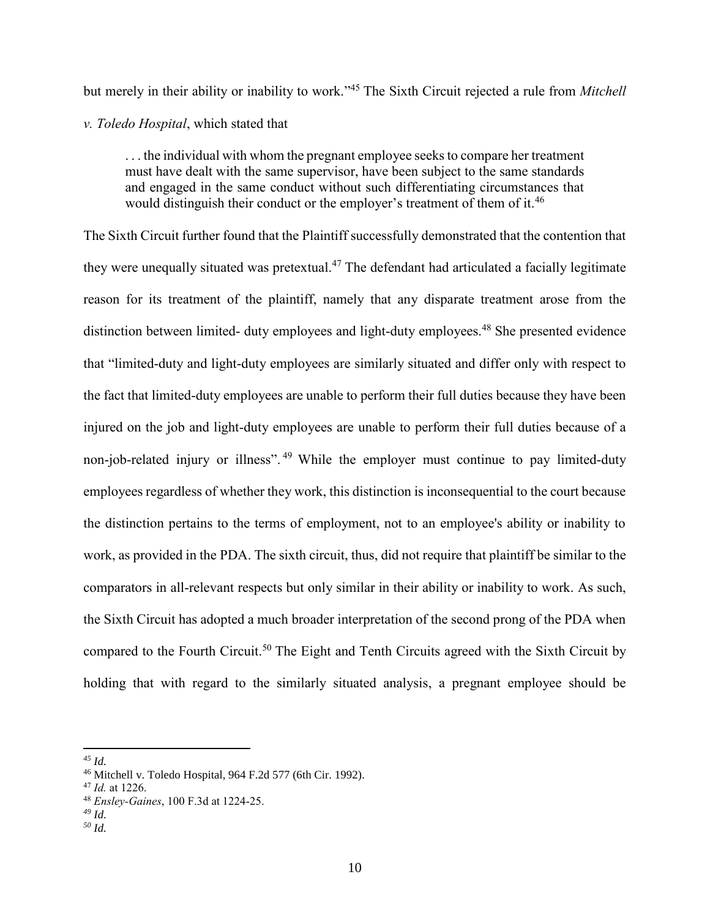but merely in their ability or inability to work."[45] The Sixth Circuit rejected a rule from *Mitchell v. Toledo Hospital*, which stated that

> . . . the individual with whom the pregnant employee seeks to compare her treatment must have dealt with the same supervisor, have been subject to the same standards and engaged in the same conduct without such differentiating circumstances that would distinguish their conduct or the employer's treatment of them of it.[46]

The Sixth Circuit further found that the Plaintiff successfully demonstrated that the contention that they were unequally situated was pretextual.[47] The defendant had articulated a facially legitimate reason for its treatment of the plaintiff, namely that any disparate treatment arose from the distinction between limited- duty employees and light-duty employees.[48] She presented evidence that "limited-duty and light-duty employees are similarly situated and differ only with respect to the fact that limited-duty employees are unable to perform their full duties because they have been injured on the job and light-duty employees are unable to perform their full duties because of a non-job-related injury or illness".[49] While the employer must continue to pay limited-duty employees regardless of whether they work, this distinction is inconsequential to the court because the distinction pertains to the terms of employment, not to an employee's ability or inability to work, as provided in the PDA. The sixth circuit, thus, did not require that plaintiff be similar to the comparators in all-relevant respects but only similar in their ability or inability to work. As such, the Sixth Circuit has adopted a much broader interpretation of the second prong of the PDA when compared to the Fourth Circuit.[50] The Eight and Tenth Circuits agreed with the Sixth Circuit by holding that with regard to the similarly situated analysis, a pregnant employee should be

---

[45] *Id.*
[46] Mitchell v. Toledo Hospital, 964 F.2d 577 (6th Cir. 1992).
[47] *Id.* at 1226.
[48] *Ensley-Gaines*, 100 F.3d at 1224-25.
[49] *Id.*
[50] *Id.*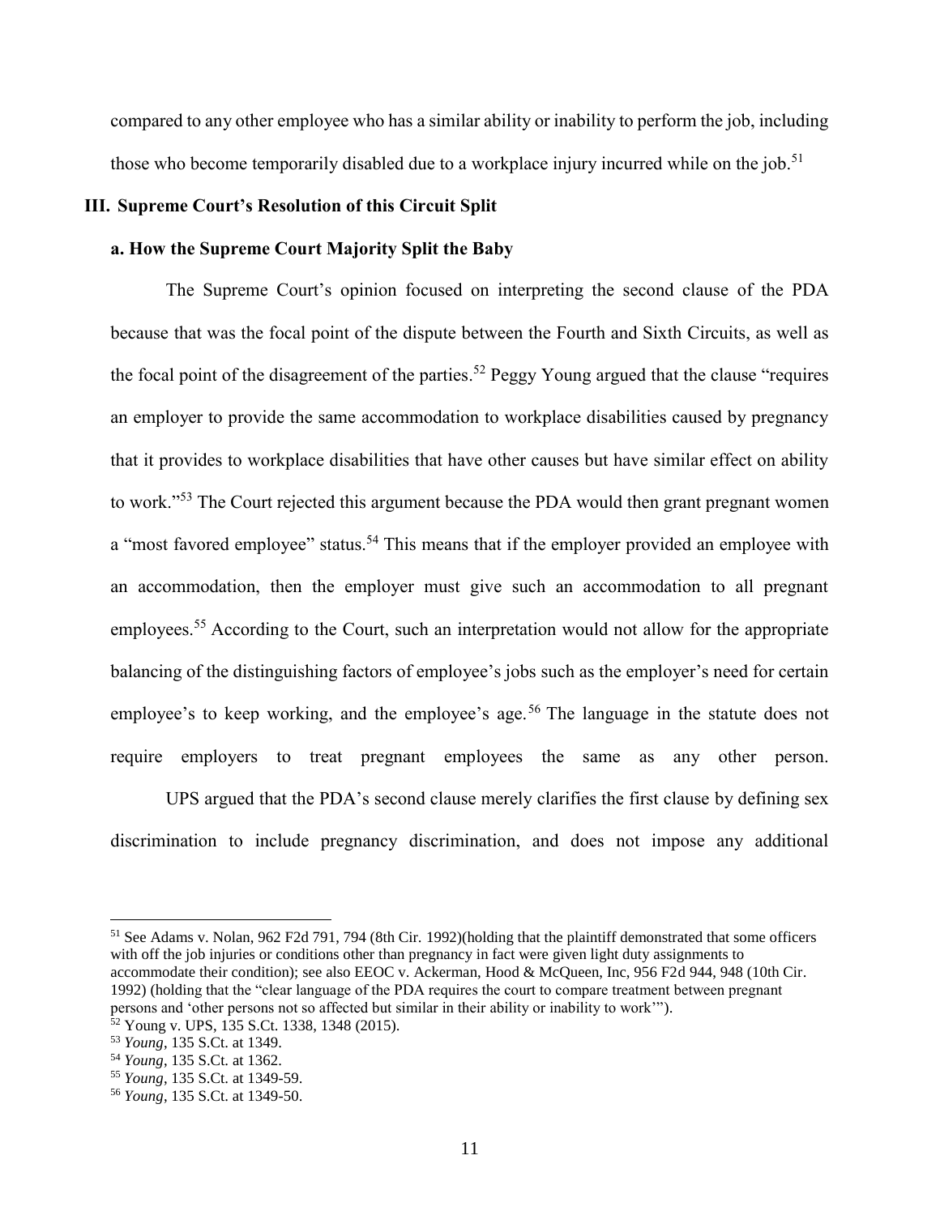compared to any other employee who has a similar ability or inability to perform the job, including those who become temporarily disabled due to a workplace injury incurred while on the job.[51]

## III. Supreme Court's Resolution of this Circuit Split

### a. How the Supreme Court Majority Split the Baby

The Supreme Court's opinion focused on interpreting the second clause of the PDA because that was the focal point of the dispute between the Fourth and Sixth Circuits, as well as the focal point of the disagreement of the parties.[52] Peggy Young argued that the clause "requires an employer to provide the same accommodation to workplace disabilities caused by pregnancy that it provides to workplace disabilities that have other causes but have similar effect on ability to work."[53] The Court rejected this argument because the PDA would then grant pregnant women a "most favored employee" status.[54] This means that if the employer provided an employee with an accommodation, then the employer must give such an accommodation to all pregnant employees.[55] According to the Court, such an interpretation would not allow for the appropriate balancing of the distinguishing factors of employee's jobs such as the employer's need for certain employee's to keep working, and the employee's age.[56] The language in the statute does not require employers to treat pregnant employees the same as any other person.

UPS argued that the PDA's second clause merely clarifies the first clause by defining sex discrimination to include pregnancy discrimination, and does not impose any additional

---

[51] See Adams v. Nolan, 962 F2d 791, 794 (8th Cir. 1992)(holding that the plaintiff demonstrated that some officers with off the job injuries or conditions other than pregnancy in fact were given light duty assignments to accommodate their condition); see also EEOC v. Ackerman, Hood & McQueen, Inc, 956 F2d 944, 948 (10th Cir. 1992) (holding that the "clear language of the PDA requires the court to compare treatment between pregnant persons and 'other persons not so affected but similar in their ability or inability to work'").

[52] Young v. UPS, 135 S.Ct. 1338, 1348 (2015).

[53] *Young*, 135 S.Ct. at 1349.

[54] *Young*, 135 S.Ct. at 1362.

[55] *Young*, 135 S.Ct. at 1349-59.

[56] *Young*, 135 S.Ct. at 1349-50.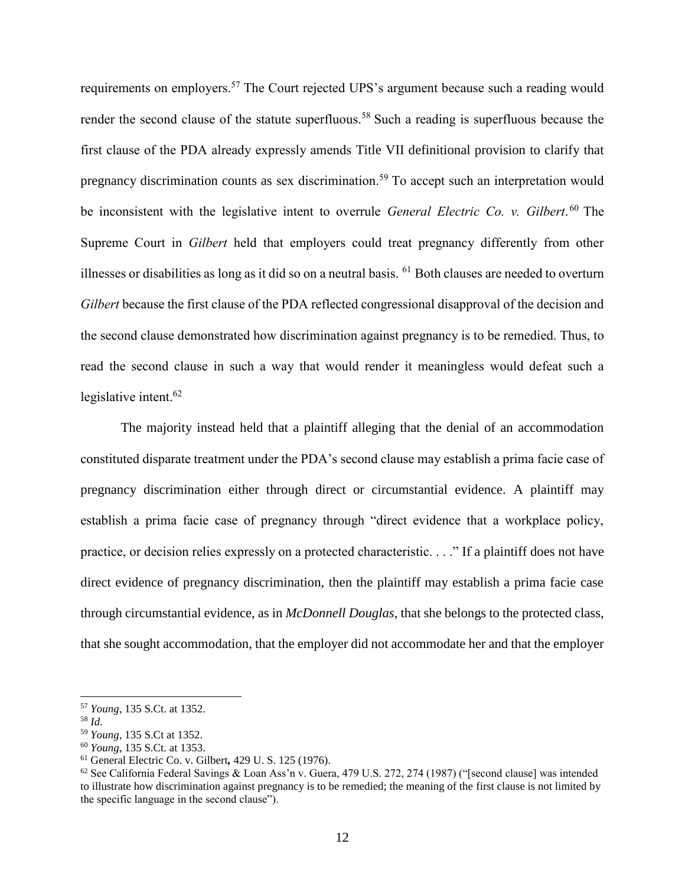requirements on employers.[57] The Court rejected UPS's argument because such a reading would render the second clause of the statute superfluous.[58] Such a reading is superfluous because the first clause of the PDA already expressly amends Title VII definitional provision to clarify that pregnancy discrimination counts as sex discrimination.[59] To accept such an interpretation would be inconsistent with the legislative intent to overrule *General Electric Co. v. Gilbert*.[60] The Supreme Court in *Gilbert* held that employers could treat pregnancy differently from other illnesses or disabilities as long as it did so on a neutral basis. [61] Both clauses are needed to overturn *Gilbert* because the first clause of the PDA reflected congressional disapproval of the decision and the second clause demonstrated how discrimination against pregnancy is to be remedied. Thus, to read the second clause in such a way that would render it meaningless would defeat such a legislative intent.[62]

The majority instead held that a plaintiff alleging that the denial of an accommodation constituted disparate treatment under the PDA's second clause may establish a prima facie case of pregnancy discrimination either through direct or circumstantial evidence. A plaintiff may establish a prima facie case of pregnancy through "direct evidence that a workplace policy, practice, or decision relies expressly on a protected characteristic. . . ." If a plaintiff does not have direct evidence of pregnancy discrimination, then the plaintiff may establish a prima facie case through circumstantial evidence, as in *McDonnell Douglas*, that she belongs to the protected class, that she sought accommodation, that the employer did not accommodate her and that the employer

---

[57] *Young*, 135 S.Ct. at 1352.

[58] *Id.*

[59] *Young*, 135 S.Ct at 1352.

[60] *Young*, 135 S.Ct. at 1353.

[61] General Electric Co. v. Gilbert**,** 429 U. S. 125 (1976).

[62] See California Federal Savings & Loan Ass'n v. Guera, 479 U.S. 272, 274 (1987) ("[second clause] was intended to illustrate how discrimination against pregnancy is to be remedied; the meaning of the first clause is not limited by the specific language in the second clause").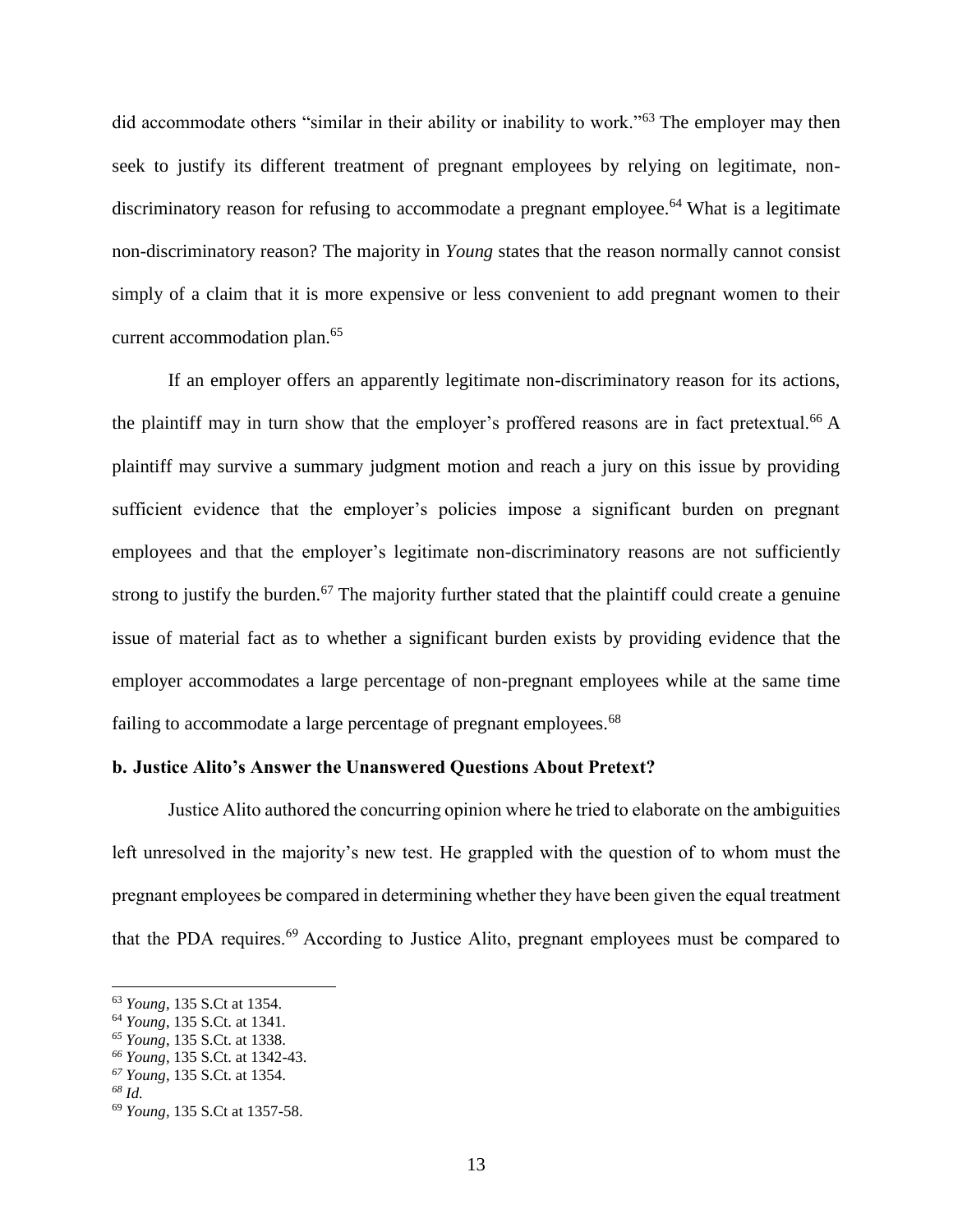did accommodate others "similar in their ability or inability to work."[63] The employer may then seek to justify its different treatment of pregnant employees by relying on legitimate, non-discriminatory reason for refusing to accommodate a pregnant employee.[64] What is a legitimate non-discriminatory reason? The majority in *Young* states that the reason normally cannot consist simply of a claim that it is more expensive or less convenient to add pregnant women to their current accommodation plan.[65]

If an employer offers an apparently legitimate non-discriminatory reason for its actions, the plaintiff may in turn show that the employer's proffered reasons are in fact pretextual.[66] A plaintiff may survive a summary judgment motion and reach a jury on this issue by providing sufficient evidence that the employer's policies impose a significant burden on pregnant employees and that the employer's legitimate non-discriminatory reasons are not sufficiently strong to justify the burden.[67] The majority further stated that the plaintiff could create a genuine issue of material fact as to whether a significant burden exists by providing evidence that the employer accommodates a large percentage of non-pregnant employees while at the same time failing to accommodate a large percentage of pregnant employees.[68]

**b. Justice Alito's Answer the Unanswered Questions About Pretext?**

Justice Alito authored the concurring opinion where he tried to elaborate on the ambiguities left unresolved in the majority's new test. He grappled with the question of to whom must the pregnant employees be compared in determining whether they have been given the equal treatment that the PDA requires.[69] According to Justice Alito, pregnant employees must be compared to

---

[63] *Young*, 135 S.Ct at 1354.

[64] *Young*, 135 S.Ct. at 1341.

[65] *Young*, 135 S.Ct. at 1338.

[66] *Young*, 135 S.Ct. at 1342-43.

[67] *Young*, 135 S.Ct. at 1354.

[68] *Id.*

[69] *Young*, 135 S.Ct at 1357-58.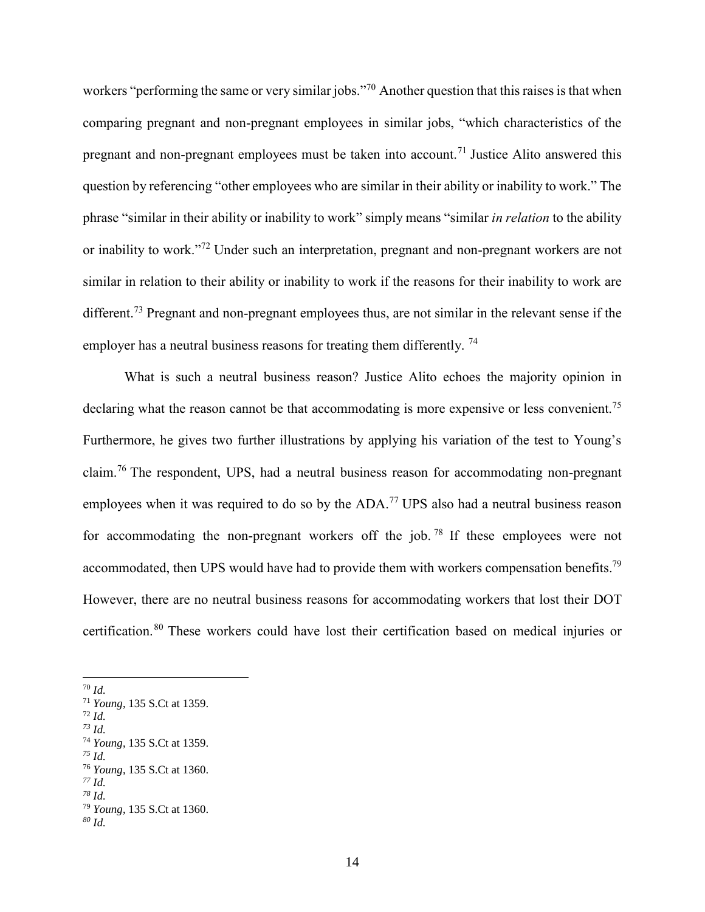workers "performing the same or very similar jobs."[70] Another question that this raises is that when comparing pregnant and non-pregnant employees in similar jobs, "which characteristics of the pregnant and non-pregnant employees must be taken into account.[71] Justice Alito answered this question by referencing "other employees who are similar in their ability or inability to work." The phrase "similar in their ability or inability to work" simply means "similar *in relation* to the ability or inability to work."[72] Under such an interpretation, pregnant and non-pregnant workers are not similar in relation to their ability or inability to work if the reasons for their inability to work are different.[73] Pregnant and non-pregnant employees thus, are not similar in the relevant sense if the employer has a neutral business reasons for treating them differently. [74]

What is such a neutral business reason? Justice Alito echoes the majority opinion in declaring what the reason cannot be that accommodating is more expensive or less convenient.[75] Furthermore, he gives two further illustrations by applying his variation of the test to Young's claim.[76] The respondent, UPS, had a neutral business reason for accommodating non-pregnant employees when it was required to do so by the ADA.[77] UPS also had a neutral business reason for accommodating the non-pregnant workers off the job.[78] If these employees were not accommodated, then UPS would have had to provide them with workers compensation benefits.[79] However, there are no neutral business reasons for accommodating workers that lost their DOT certification.[80] These workers could have lost their certification based on medical injuries or

---

[70] *Id.*
[71] *Young*, 135 S.Ct at 1359.
[72] *Id.*
[73] *Id.*
[74] *Young*, 135 S.Ct at 1359.
[75] *Id.*
[76] *Young*, 135 S.Ct at 1360.
[77] *Id.*
[78] *Id.*
[79] *Young*, 135 S.Ct at 1360.
[80] *Id.*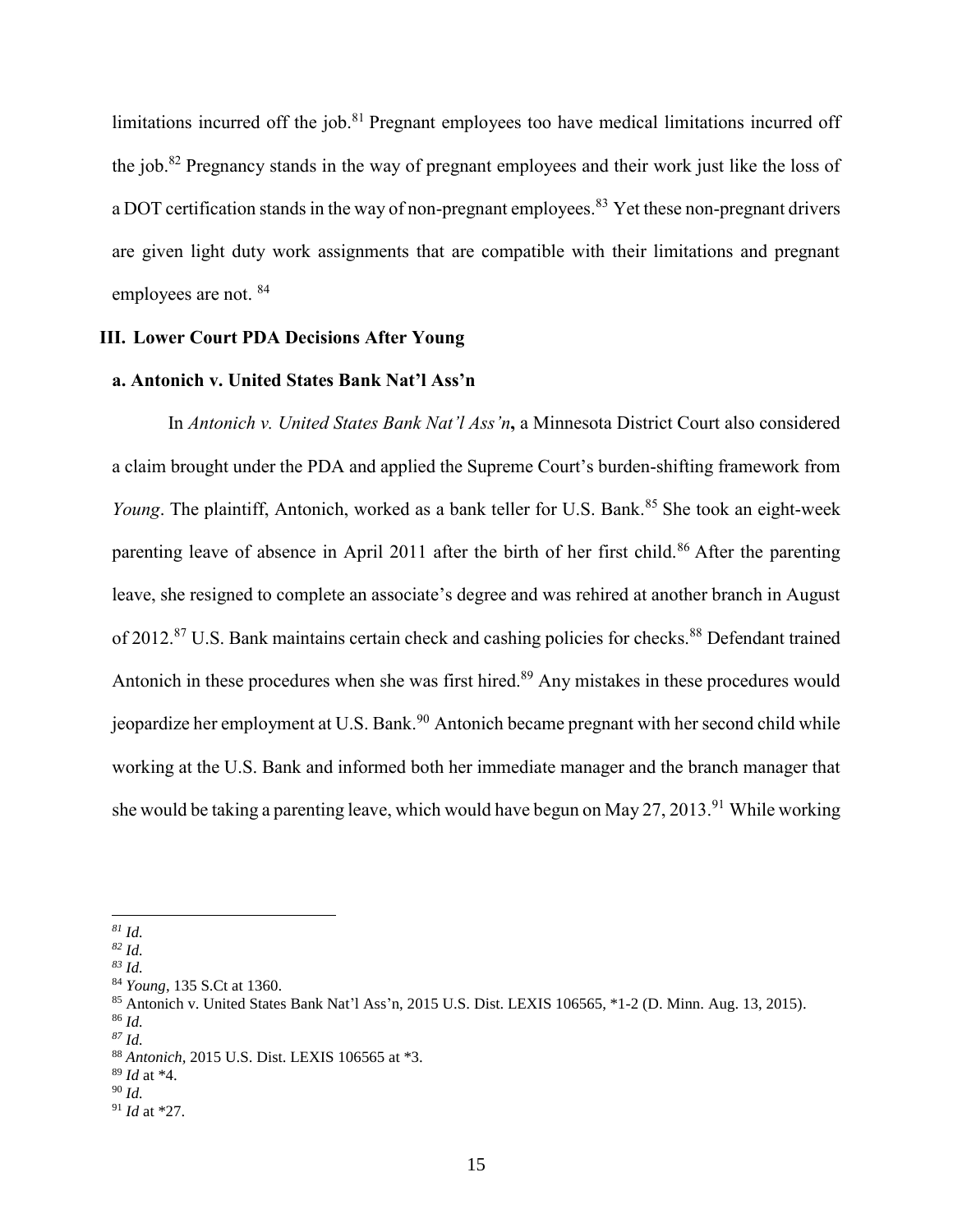limitations incurred off the job.[81] Pregnant employees too have medical limitations incurred off the job.[82] Pregnancy stands in the way of pregnant employees and their work just like the loss of a DOT certification stands in the way of non-pregnant employees.[83] Yet these non-pregnant drivers are given light duty work assignments that are compatible with their limitations and pregnant employees are not. [84]

### III. Lower Court PDA Decisions After Young

#### a. Antonich v. United States Bank Nat'l Ass'n

In *Antonich v. United States Bank Nat'l Ass'n***,** a Minnesota District Court also considered a claim brought under the PDA and applied the Supreme Court's burden-shifting framework from *Young*. The plaintiff, Antonich, worked as a bank teller for U.S. Bank.[85] She took an eight-week parenting leave of absence in April 2011 after the birth of her first child.[86] After the parenting leave, she resigned to complete an associate's degree and was rehired at another branch in August of 2012.[87] U.S. Bank maintains certain check and cashing policies for checks.[88] Defendant trained Antonich in these procedures when she was first hired.[89] Any mistakes in these procedures would jeopardize her employment at U.S. Bank.[90] Antonich became pregnant with her second child while working at the U.S. Bank and informed both her immediate manager and the branch manager that she would be taking a parenting leave, which would have begun on May 27, 2013.[91] While working

---

[81] *Id.*
[82] *Id.*
[83] *Id.*
[84] *Young*, 135 S.Ct at 1360.
[85] Antonich v. United States Bank Nat'l Ass'n, 2015 U.S. Dist. LEXIS 106565, *1-2 (D. Minn. Aug. 13, 2015).
[86] *Id.*
[87] *Id.*
[88] *Antonich*, 2015 U.S. Dist. LEXIS 106565 at *3.
[89] *Id* at *4.
[90] *Id.*
[91] *Id* at *27.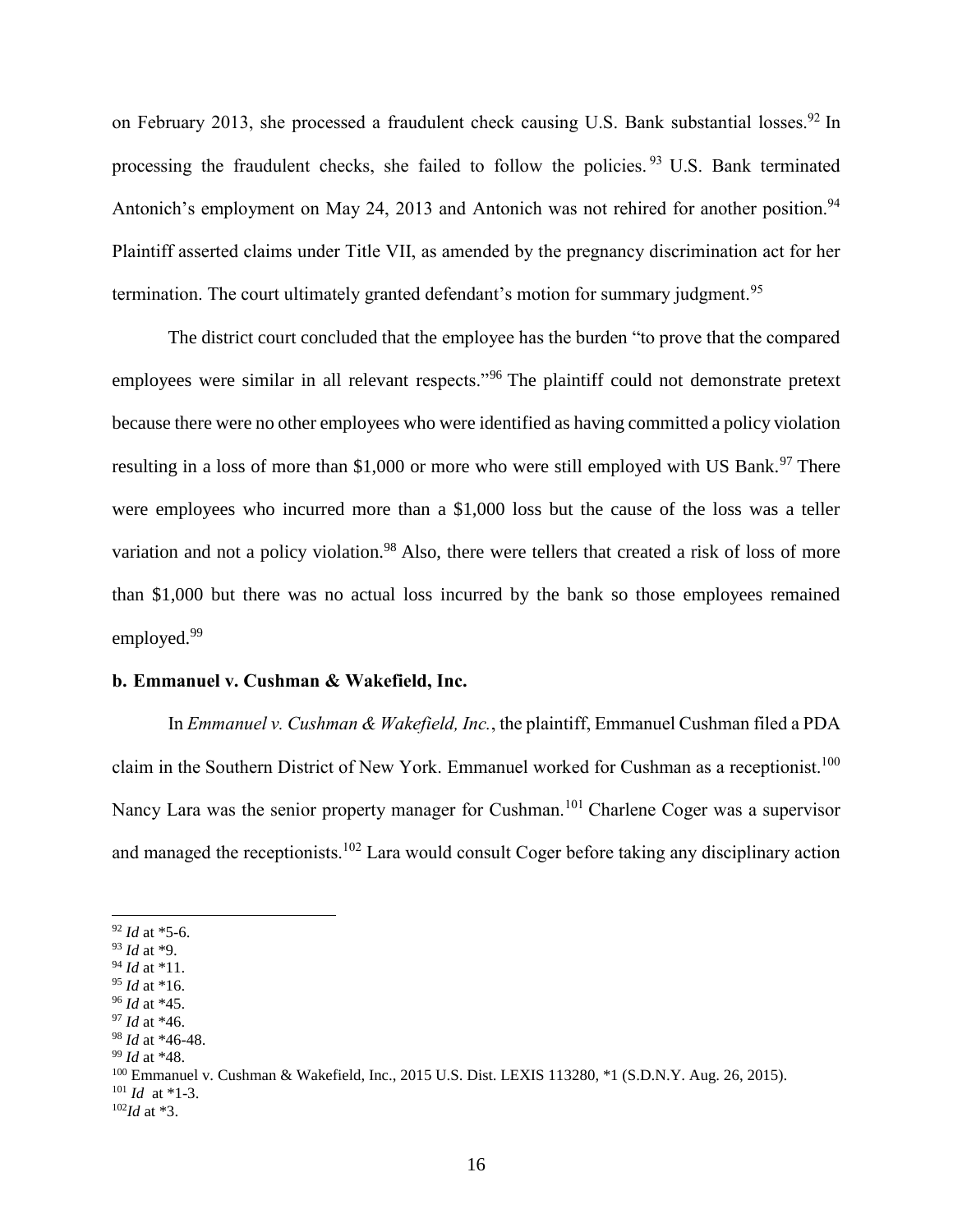on February 2013, she processed a fraudulent check causing U.S. Bank substantial losses.[92] In processing the fraudulent checks, she failed to follow the policies.[93] U.S. Bank terminated Antonich's employment on May 24, 2013 and Antonich was not rehired for another position.[94] Plaintiff asserted claims under Title VII, as amended by the pregnancy discrimination act for her termination. The court ultimately granted defendant's motion for summary judgment.[95]

The district court concluded that the employee has the burden "to prove that the compared employees were similar in all relevant respects."[96] The plaintiff could not demonstrate pretext because there were no other employees who were identified as having committed a policy violation resulting in a loss of more than $1,000 or more who were still employed with US Bank.[97] There were employees who incurred more than a $1,000 loss but the cause of the loss was a teller variation and not a policy violation.[98] Also, there were tellers that created a risk of loss of more than $1,000 but there was no actual loss incurred by the bank so those employees remained employed.[99]

**b. Emmanuel v. Cushman & Wakefield, Inc.**

In *Emmanuel v. Cushman & Wakefield, Inc.*, the plaintiff, Emmanuel Cushman filed a PDA claim in the Southern District of New York. Emmanuel worked for Cushman as a receptionist.[100] Nancy Lara was the senior property manager for Cushman.[101] Charlene Coger was a supervisor and managed the receptionists.[102] Lara would consult Coger before taking any disciplinary action

---

[92] *Id* at *5-6.
[93] *Id* at *9.
[94] *Id* at *11.
[95] *Id* at *16.
[96] *Id* at *45.
[97] *Id* at *46.
[98] *Id* at *46-48.
[99] *Id* at *48.
[100] Emmanuel v. Cushman & Wakefield, Inc., 2015 U.S. Dist. LEXIS 113280, *1 (S.D.N.Y. Aug. 26, 2015).
[101] *Id* at *1-3.
[102] *Id* at *3.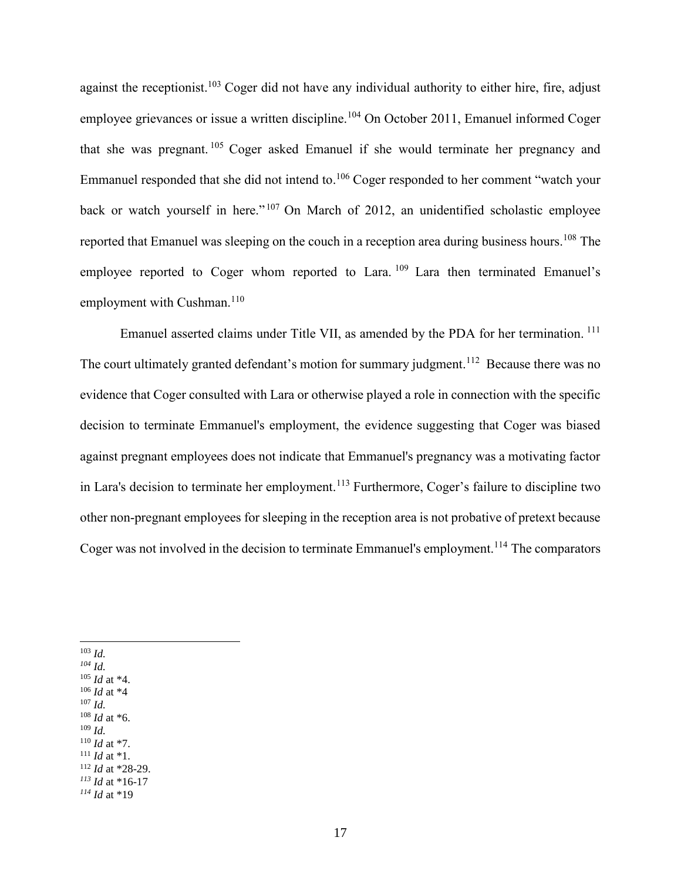against the receptionist.[103] Coger did not have any individual authority to either hire, fire, adjust employee grievances or issue a written discipline.[104] On October 2011, Emanuel informed Coger that she was pregnant.[105] Coger asked Emanuel if she would terminate her pregnancy and Emmanuel responded that she did not intend to.[106] Coger responded to her comment "watch your back or watch yourself in here."[107] On March of 2012, an unidentified scholastic employee reported that Emanuel was sleeping on the couch in a reception area during business hours.[108] The employee reported to Coger whom reported to Lara.[109] Lara then terminated Emanuel's employment with Cushman.[110]

Emanuel asserted claims under Title VII, as amended by the PDA for her termination.[111] The court ultimately granted defendant's motion for summary judgment.[112] Because there was no evidence that Coger consulted with Lara or otherwise played a role in connection with the specific decision to terminate Emmanuel's employment, the evidence suggesting that Coger was biased against pregnant employees does not indicate that Emmanuel's pregnancy was a motivating factor in Lara's decision to terminate her employment.[113] Furthermore, Coger's failure to discipline two other non-pregnant employees for sleeping in the reception area is not probative of pretext because Coger was not involved in the decision to terminate Emmanuel's employment.[114] The comparators

---

[103] *Id.*
[104] *Id.*
[105] *Id* at *4.
[106] *Id* at *4
[107] *Id.*
[108] *Id* at *6.
[109] *Id.*
[110] *Id* at *7.
[111] *Id* at *1.
[112] *Id* at *28-29.
[113] *Id* at *16-17
[114] *Id* at *19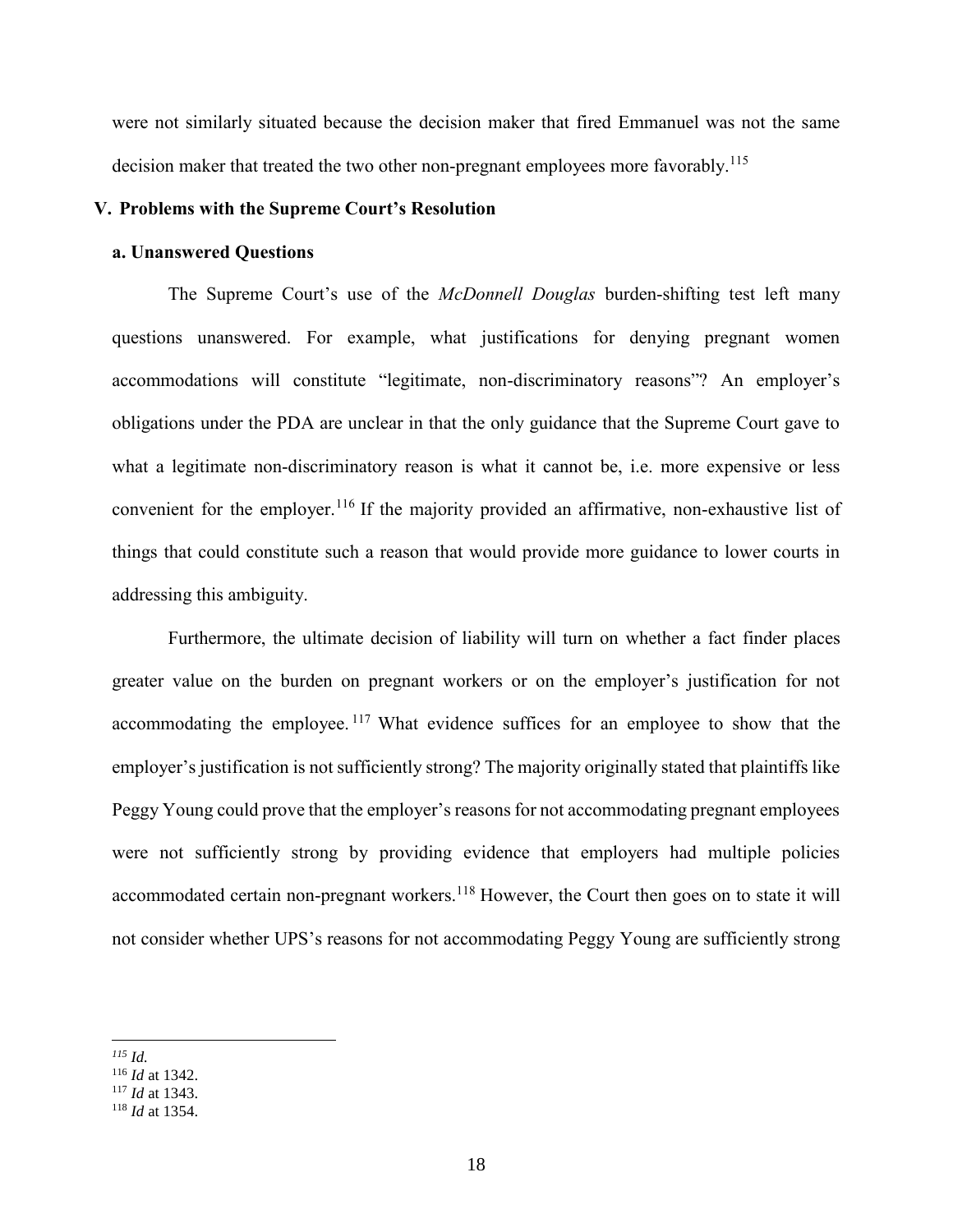were not similarly situated because the decision maker that fired Emmanuel was not the same decision maker that treated the two other non-pregnant employees more favorably.[115]

## V. Problems with the Supreme Court's Resolution

### a. Unanswered Questions

The Supreme Court's use of the *McDonnell Douglas* burden-shifting test left many questions unanswered. For example, what justifications for denying pregnant women accommodations will constitute "legitimate, non-discriminatory reasons"? An employer's obligations under the PDA are unclear in that the only guidance that the Supreme Court gave to what a legitimate non-discriminatory reason is what it cannot be, i.e. more expensive or less convenient for the employer.[116] If the majority provided an affirmative, non-exhaustive list of things that could constitute such a reason that would provide more guidance to lower courts in addressing this ambiguity.

Furthermore, the ultimate decision of liability will turn on whether a fact finder places greater value on the burden on pregnant workers or on the employer's justification for not accommodating the employee.[117] What evidence suffices for an employee to show that the employer's justification is not sufficiently strong? The majority originally stated that plaintiffs like Peggy Young could prove that the employer's reasons for not accommodating pregnant employees were not sufficiently strong by providing evidence that employers had multiple policies accommodated certain non-pregnant workers.[118] However, the Court then goes on to state it will not consider whether UPS's reasons for not accommodating Peggy Young are sufficiently strong

---

[115] *Id.*
[116] *Id* at 1342.
[117] *Id* at 1343.
[118] *Id* at 1354.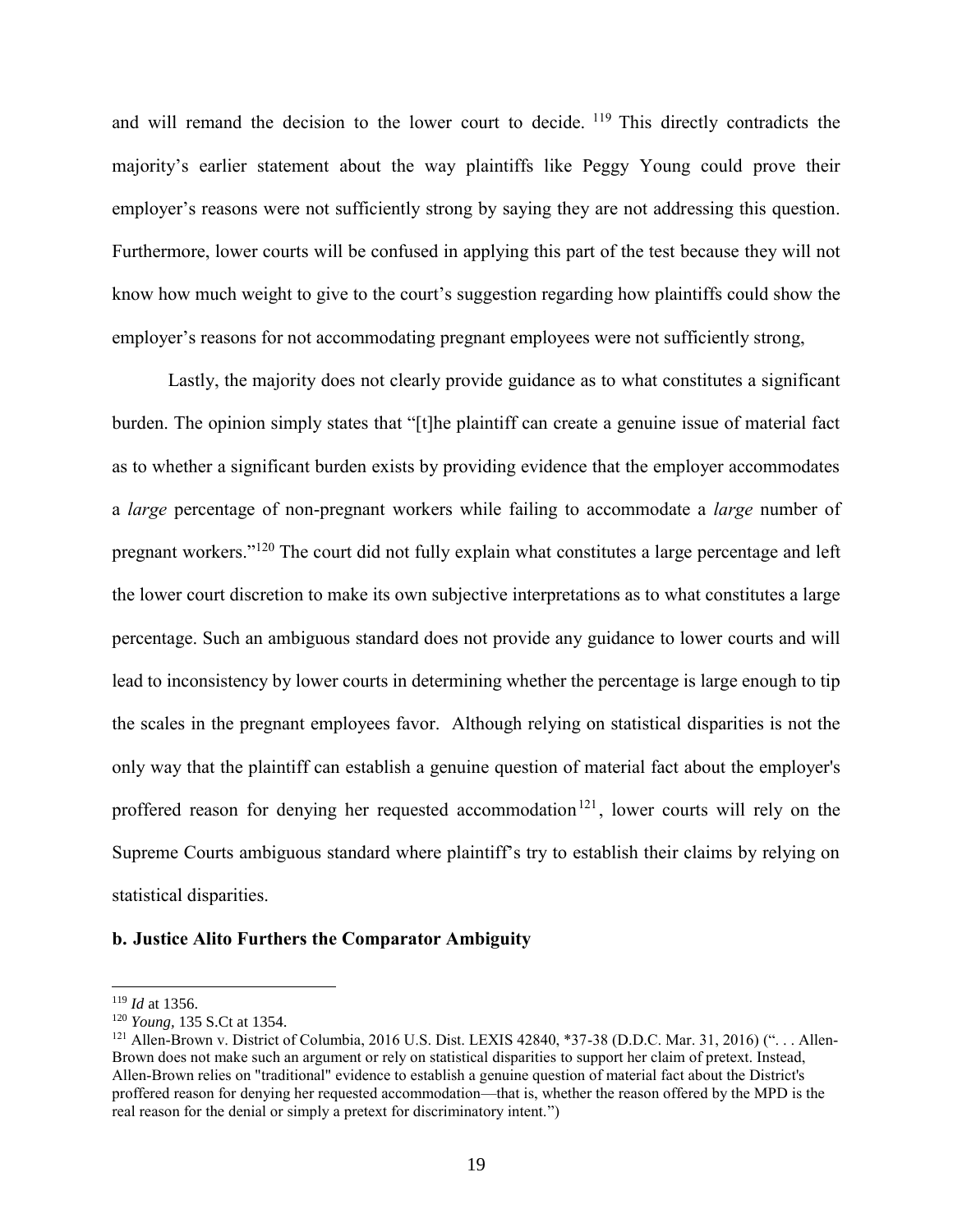and will remand the decision to the lower court to decide. [119] This directly contradicts the majority's earlier statement about the way plaintiffs like Peggy Young could prove their employer's reasons were not sufficiently strong by saying they are not addressing this question. Furthermore, lower courts will be confused in applying this part of the test because they will not know how much weight to give to the court's suggestion regarding how plaintiffs could show the employer's reasons for not accommodating pregnant employees were not sufficiently strong,

Lastly, the majority does not clearly provide guidance as to what constitutes a significant burden. The opinion simply states that "[t]he plaintiff can create a genuine issue of material fact as to whether a significant burden exists by providing evidence that the employer accommodates a *large* percentage of non-pregnant workers while failing to accommodate a *large* number of pregnant workers."[120] The court did not fully explain what constitutes a large percentage and left the lower court discretion to make its own subjective interpretations as to what constitutes a large percentage. Such an ambiguous standard does not provide any guidance to lower courts and will lead to inconsistency by lower courts in determining whether the percentage is large enough to tip the scales in the pregnant employees favor. Although relying on statistical disparities is not the only way that the plaintiff can establish a genuine question of material fact about the employer's proffered reason for denying her requested accommodation[121], lower courts will rely on the Supreme Courts ambiguous standard where plaintiff's try to establish their claims by relying on statistical disparities.

**b. Justice Alito Furthers the Comparator Ambiguity**

---

[119] *Id* at 1356.

[120] *Young,* 135 S.Ct at 1354.

[121] Allen-Brown v. District of Columbia, 2016 U.S. Dist. LEXIS 42840, *37-38 (D.D.C. Mar. 31, 2016) (". . . Allen-Brown does not make such an argument or rely on statistical disparities to support her claim of pretext. Instead, Allen-Brown relies on "traditional" evidence to establish a genuine question of material fact about the District's proffered reason for denying her requested accommodation—that is, whether the reason offered by the MPD is the real reason for the denial or simply a pretext for discriminatory intent.")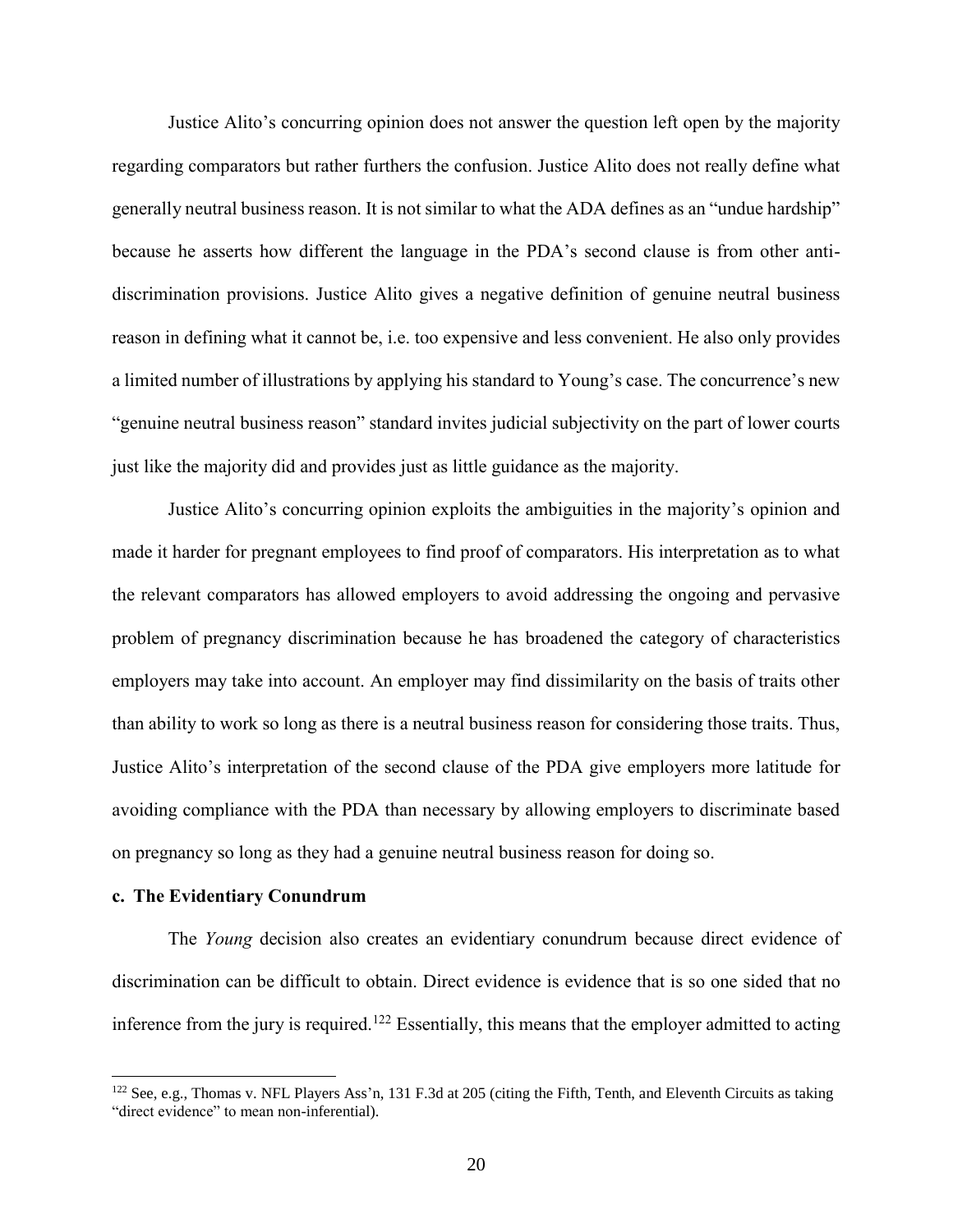Justice Alito's concurring opinion does not answer the question left open by the majority regarding comparators but rather furthers the confusion. Justice Alito does not really define what generally neutral business reason. It is not similar to what the ADA defines as an "undue hardship" because he asserts how different the language in the PDA's second clause is from other anti-discrimination provisions. Justice Alito gives a negative definition of genuine neutral business reason in defining what it cannot be, i.e. too expensive and less convenient. He also only provides a limited number of illustrations by applying his standard to Young's case. The concurrence's new "genuine neutral business reason" standard invites judicial subjectivity on the part of lower courts just like the majority did and provides just as little guidance as the majority.

Justice Alito's concurring opinion exploits the ambiguities in the majority's opinion and made it harder for pregnant employees to find proof of comparators. His interpretation as to what the relevant comparators has allowed employers to avoid addressing the ongoing and pervasive problem of pregnancy discrimination because he has broadened the category of characteristics employers may take into account. An employer may find dissimilarity on the basis of traits other than ability to work so long as there is a neutral business reason for considering those traits. Thus, Justice Alito's interpretation of the second clause of the PDA give employers more latitude for avoiding compliance with the PDA than necessary by allowing employers to discriminate based on pregnancy so long as they had a genuine neutral business reason for doing so.

#### c. The Evidentiary Conundrum

The *Young* decision also creates an evidentiary conundrum because direct evidence of discrimination can be difficult to obtain. Direct evidence is evidence that is so one sided that no inference from the jury is required.[122] Essentially, this means that the employer admitted to acting

[122] See, e.g., Thomas v. NFL Players Ass'n, 131 F.3d at 205 (citing the Fifth, Tenth, and Eleventh Circuits as taking "direct evidence" to mean non-inferential).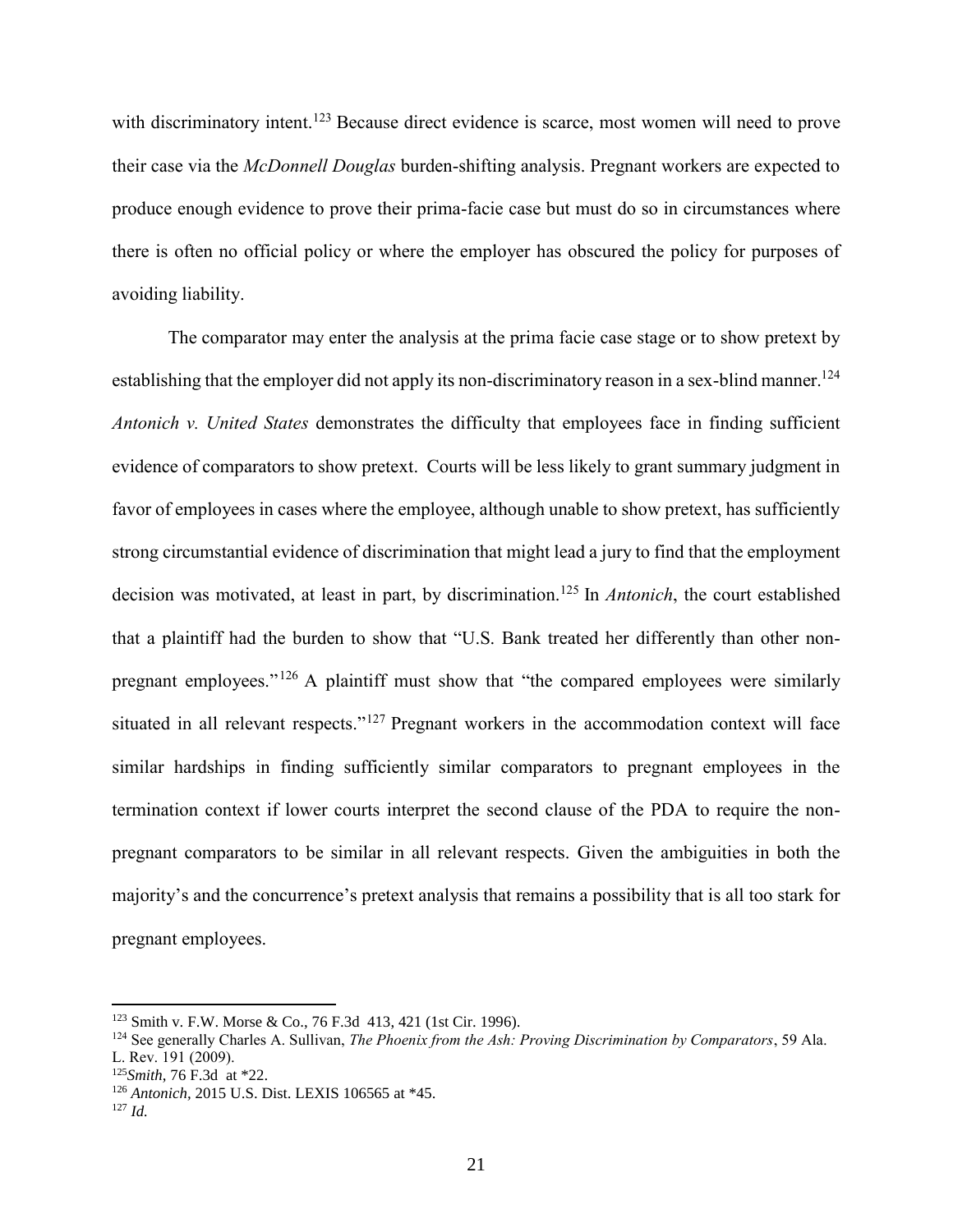with discriminatory intent.[123] Because direct evidence is scarce, most women will need to prove their case via the *McDonnell Douglas* burden-shifting analysis. Pregnant workers are expected to produce enough evidence to prove their prima-facie case but must do so in circumstances where there is often no official policy or where the employer has obscured the policy for purposes of avoiding liability.

The comparator may enter the analysis at the prima facie case stage or to show pretext by establishing that the employer did not apply its non-discriminatory reason in a sex-blind manner.[124] *Antonich v. United States* demonstrates the difficulty that employees face in finding sufficient evidence of comparators to show pretext. Courts will be less likely to grant summary judgment in favor of employees in cases where the employee, although unable to show pretext, has sufficiently strong circumstantial evidence of discrimination that might lead a jury to find that the employment decision was motivated, at least in part, by discrimination.[125] In *Antonich*, the court established that a plaintiff had the burden to show that "U.S. Bank treated her differently than other non-pregnant employees."[126] A plaintiff must show that "the compared employees were similarly situated in all relevant respects."[127] Pregnant workers in the accommodation context will face similar hardships in finding sufficiently similar comparators to pregnant employees in the termination context if lower courts interpret the second clause of the PDA to require the non-pregnant comparators to be similar in all relevant respects. Given the ambiguities in both the majority's and the concurrence's pretext analysis that remains a possibility that is all too stark for pregnant employees.

---

[123] Smith v. F.W. Morse & Co., 76 F.3d 413, 421 (1st Cir. 1996).

[124] See generally Charles A. Sullivan, *The Phoenix from the Ash: Proving Discrimination by Comparators*, 59 Ala. L. Rev. 191 (2009).

[125] *Smith*, 76 F.3d at *22.

[126] *Antonich,* 2015 U.S. Dist. LEXIS 106565 at *45.

[127] *Id.*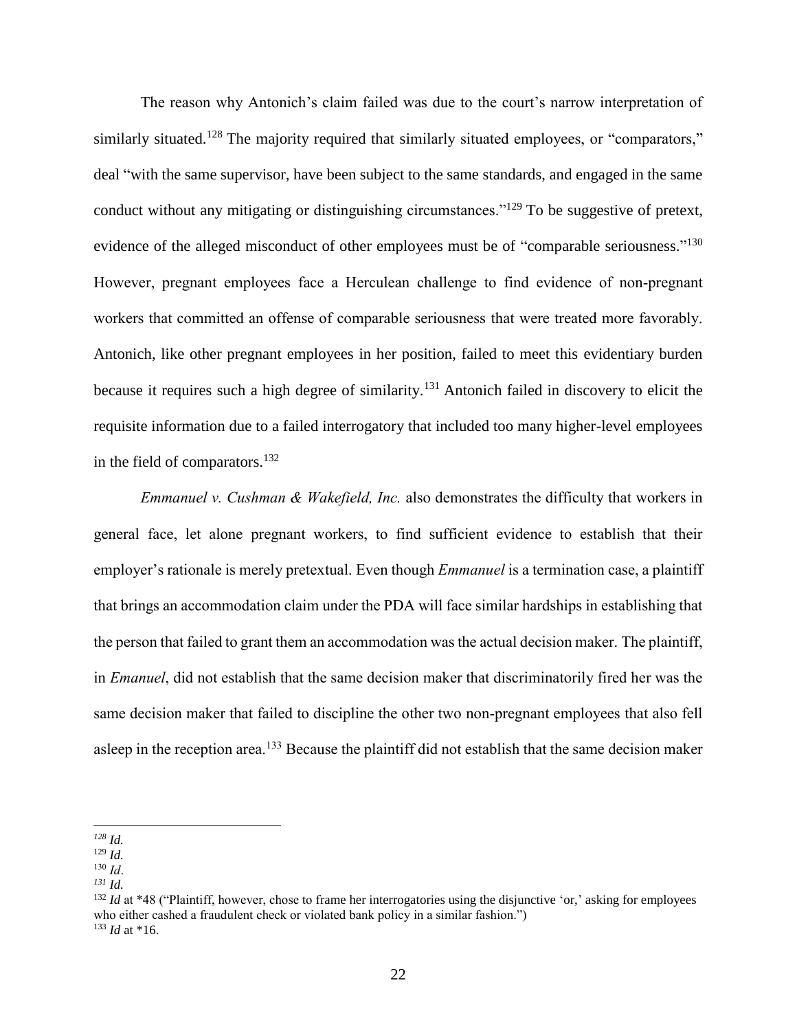The reason why Antonich's claim failed was due to the court's narrow interpretation of similarly situated.[128] The majority required that similarly situated employees, or "comparators," deal "with the same supervisor, have been subject to the same standards, and engaged in the same conduct without any mitigating or distinguishing circumstances."[129] To be suggestive of pretext, evidence of the alleged misconduct of other employees must be of "comparable seriousness."[130] However, pregnant employees face a Herculean challenge to find evidence of non-pregnant workers that committed an offense of comparable seriousness that were treated more favorably. Antonich, like other pregnant employees in her position, failed to meet this evidentiary burden because it requires such a high degree of similarity.[131] Antonich failed in discovery to elicit the requisite information due to a failed interrogatory that included too many higher-level employees in the field of comparators.[132]

*Emmanuel v. Cushman & Wakefield, Inc.* also demonstrates the difficulty that workers in general face, let alone pregnant workers, to find sufficient evidence to establish that their employer's rationale is merely pretextual. Even though *Emmanuel* is a termination case, a plaintiff that brings an accommodation claim under the PDA will face similar hardships in establishing that the person that failed to grant them an accommodation was the actual decision maker. The plaintiff, in *Emanuel*, did not establish that the same decision maker that discriminatorily fired her was the same decision maker that failed to discipline the other two non-pregnant employees that also fell asleep in the reception area.[133] Because the plaintiff did not establish that the same decision maker

---

[128] *Id.*

[129] *Id.*

[130] *Id*.

[131] *Id.*

[132] *Id* at *48 ("Plaintiff, however, chose to frame her interrogatories using the disjunctive 'or,' asking for employees who either cashed a fraudulent check or violated bank policy in a similar fashion.")

[133] *Id* at *16.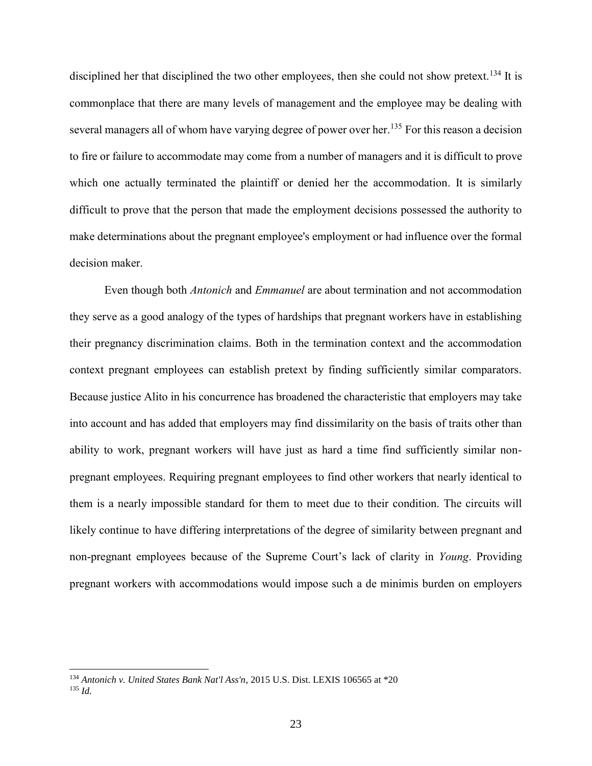disciplined her that disciplined the two other employees, then she could not show pretext.[134] It is commonplace that there are many levels of management and the employee may be dealing with several managers all of whom have varying degree of power over her.[135] For this reason a decision to fire or failure to accommodate may come from a number of managers and it is difficult to prove which one actually terminated the plaintiff or denied her the accommodation. It is similarly difficult to prove that the person that made the employment decisions possessed the authority to make determinations about the pregnant employee's employment or had influence over the formal decision maker.

Even though both *Antonich* and *Emmanuel* are about termination and not accommodation they serve as a good analogy of the types of hardships that pregnant workers have in establishing their pregnancy discrimination claims. Both in the termination context and the accommodation context pregnant employees can establish pretext by finding sufficiently similar comparators. Because justice Alito in his concurrence has broadened the characteristic that employers may take into account and has added that employers may find dissimilarity on the basis of traits other than ability to work, pregnant workers will have just as hard a time find sufficiently similar non-pregnant employees. Requiring pregnant employees to find other workers that nearly identical to them is a nearly impossible standard for them to meet due to their condition. The circuits will likely continue to have differing interpretations of the degree of similarity between pregnant and non-pregnant employees because of the Supreme Court's lack of clarity in *Young*. Providing pregnant workers with accommodations would impose such a de minimis burden on employers

---

[134] *Antonich v. United States Bank Nat'l Ass'n*, 2015 U.S. Dist. LEXIS 106565 at *20

[135] *Id.*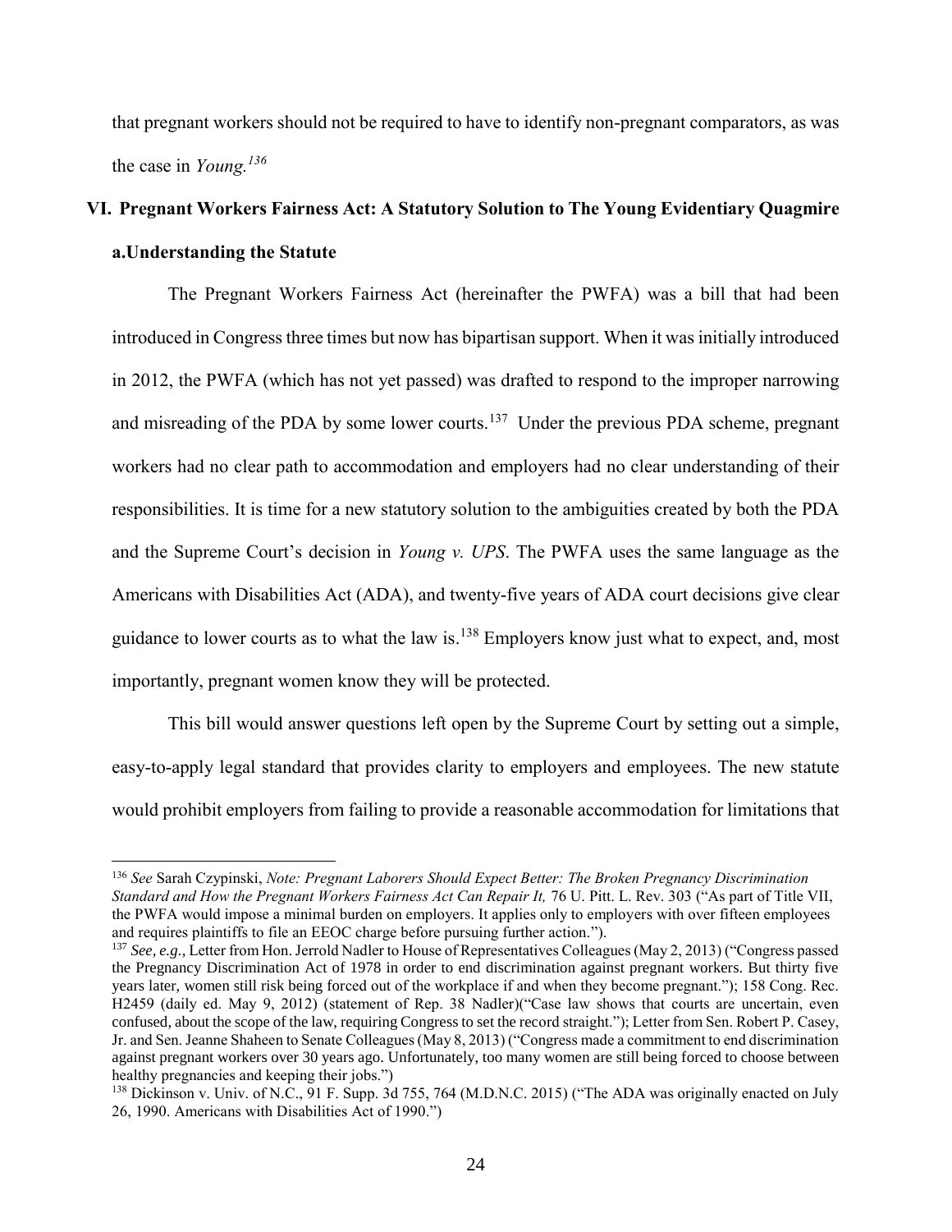that pregnant workers should not be required to have to identify non-pregnant comparators, as was the case in *Young.*[136]

## VI. Pregnant Workers Fairness Act: A Statutory Solution to The Young Evidentiary Quagmire

### a. Understanding the Statute

The Pregnant Workers Fairness Act (hereinafter the PWFA) was a bill that had been introduced in Congress three times but now has bipartisan support. When it was initially introduced in 2012, the PWFA (which has not yet passed) was drafted to respond to the improper narrowing and misreading of the PDA by some lower courts.[137] Under the previous PDA scheme, pregnant workers had no clear path to accommodation and employers had no clear understanding of their responsibilities. It is time for a new statutory solution to the ambiguities created by both the PDA and the Supreme Court's decision in *Young v. UPS*. The PWFA uses the same language as the Americans with Disabilities Act (ADA), and twenty-five years of ADA court decisions give clear guidance to lower courts as to what the law is.[138] Employers know just what to expect, and, most importantly, pregnant women know they will be protected.

This bill would answer questions left open by the Supreme Court by setting out a simple, easy-to-apply legal standard that provides clarity to employers and employees. The new statute would prohibit employers from failing to provide a reasonable accommodation for limitations that

---

[136] *See* Sarah Czypinski, *Note: Pregnant Laborers Should Expect Better: The Broken Pregnancy Discrimination Standard and How the Pregnant Workers Fairness Act Can Repair It,* 76 U. Pitt. L. Rev. 303 ("As part of Title VII, the PWFA would impose a minimal burden on employers. It applies only to employers with over fifteen employees and requires plaintiffs to file an EEOC charge before pursuing further action.").

[137] *See, e.g.,* Letter from Hon. Jerrold Nadler to House of Representatives Colleagues (May 2, 2013) ("Congress passed the Pregnancy Discrimination Act of 1978 in order to end discrimination against pregnant workers. But thirty five years later, women still risk being forced out of the workplace if and when they become pregnant."); 158 Cong. Rec. H2459 (daily ed. May 9, 2012) (statement of Rep. 38 Nadler)("Case law shows that courts are uncertain, even confused, about the scope of the law, requiring Congress to set the record straight."); Letter from Sen. Robert P. Casey, Jr. and Sen. Jeanne Shaheen to Senate Colleagues (May 8, 2013) ("Congress made a commitment to end discrimination against pregnant workers over 30 years ago. Unfortunately, too many women are still being forced to choose between healthy pregnancies and keeping their jobs.")

[138] Dickinson v. Univ. of N.C., 91 F. Supp. 3d 755, 764 (M.D.N.C. 2015) ("The ADA was originally enacted on July 26, 1990. Americans with Disabilities Act of 1990.")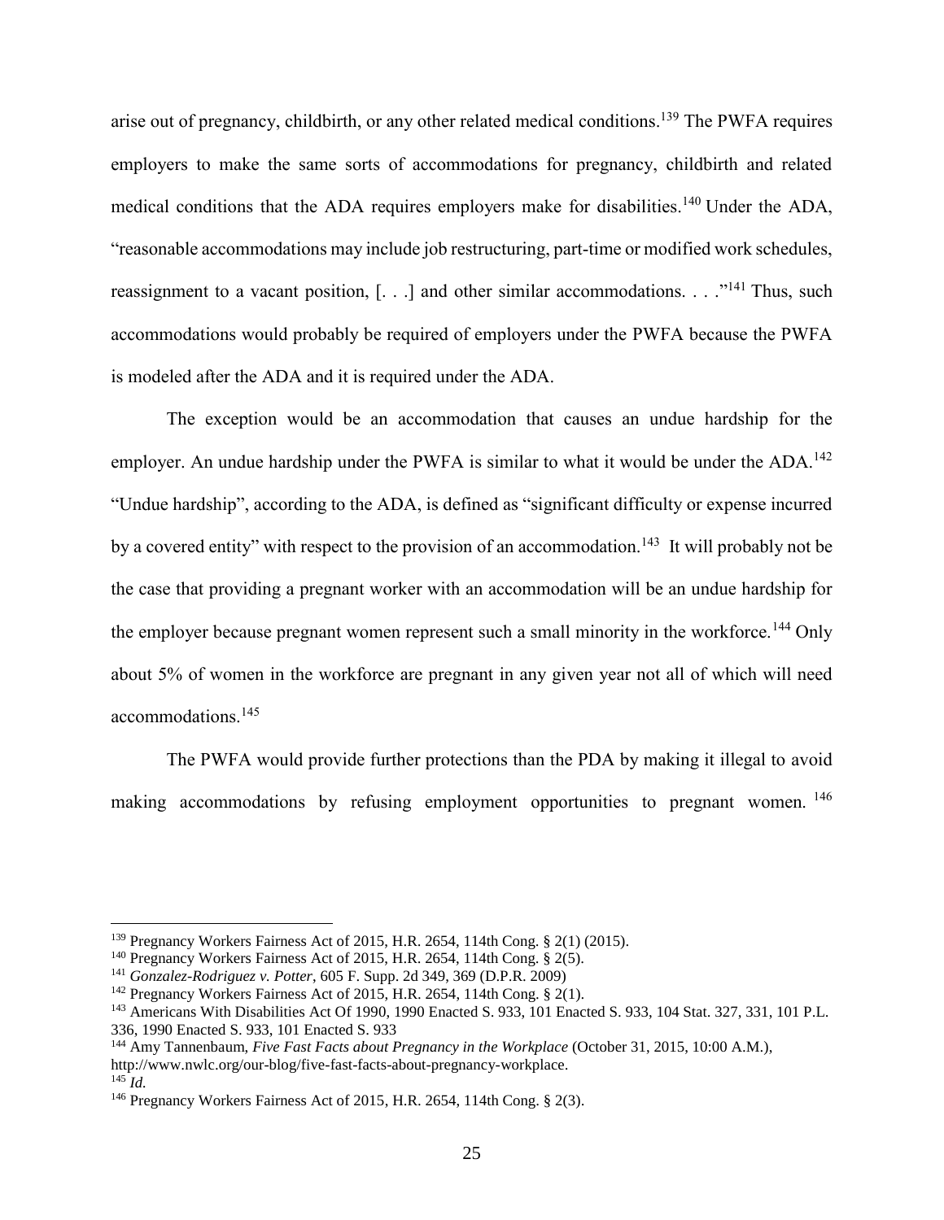arise out of pregnancy, childbirth, or any other related medical conditions.[139] The PWFA requires employers to make the same sorts of accommodations for pregnancy, childbirth and related medical conditions that the ADA requires employers make for disabilities.[140] Under the ADA, "reasonable accommodations may include job restructuring, part-time or modified work schedules, reassignment to a vacant position, [. . .] and other similar accommodations. . . ."[141] Thus, such accommodations would probably be required of employers under the PWFA because the PWFA is modeled after the ADA and it is required under the ADA.

The exception would be an accommodation that causes an undue hardship for the employer. An undue hardship under the PWFA is similar to what it would be under the ADA.[142] "Undue hardship", according to the ADA, is defined as "significant difficulty or expense incurred by a covered entity" with respect to the provision of an accommodation.[143] It will probably not be the case that providing a pregnant worker with an accommodation will be an undue hardship for the employer because pregnant women represent such a small minority in the workforce.[144] Only about 5% of women in the workforce are pregnant in any given year not all of which will need accommodations.[145]

The PWFA would provide further protections than the PDA by making it illegal to avoid making accommodations by refusing employment opportunities to pregnant women.[146]

---

[139] Pregnancy Workers Fairness Act of 2015, H.R. 2654, 114th Cong. § 2(1) (2015).
[140] Pregnancy Workers Fairness Act of 2015, H.R. 2654, 114th Cong. § 2(5).
[141] *Gonzalez-Rodriguez v. Potter*, 605 F. Supp. 2d 349, 369 (D.P.R. 2009)
[142] Pregnancy Workers Fairness Act of 2015, H.R. 2654, 114th Cong. § 2(1).
[143] Americans With Disabilities Act Of 1990, 1990 Enacted S. 933, 101 Enacted S. 933, 104 Stat. 327, 331, 101 P.L. 336, 1990 Enacted S. 933, 101 Enacted S. 933
[144] Amy Tannenbaum, *Five Fast Facts about Pregnancy in the Workplace* (October 31, 2015, 10:00 A.M.), http://www.nwlc.org/our-blog/five-fast-facts-about-pregnancy-workplace.
[145] *Id.*
[146] Pregnancy Workers Fairness Act of 2015, H.R. 2654, 114th Cong. § 2(3).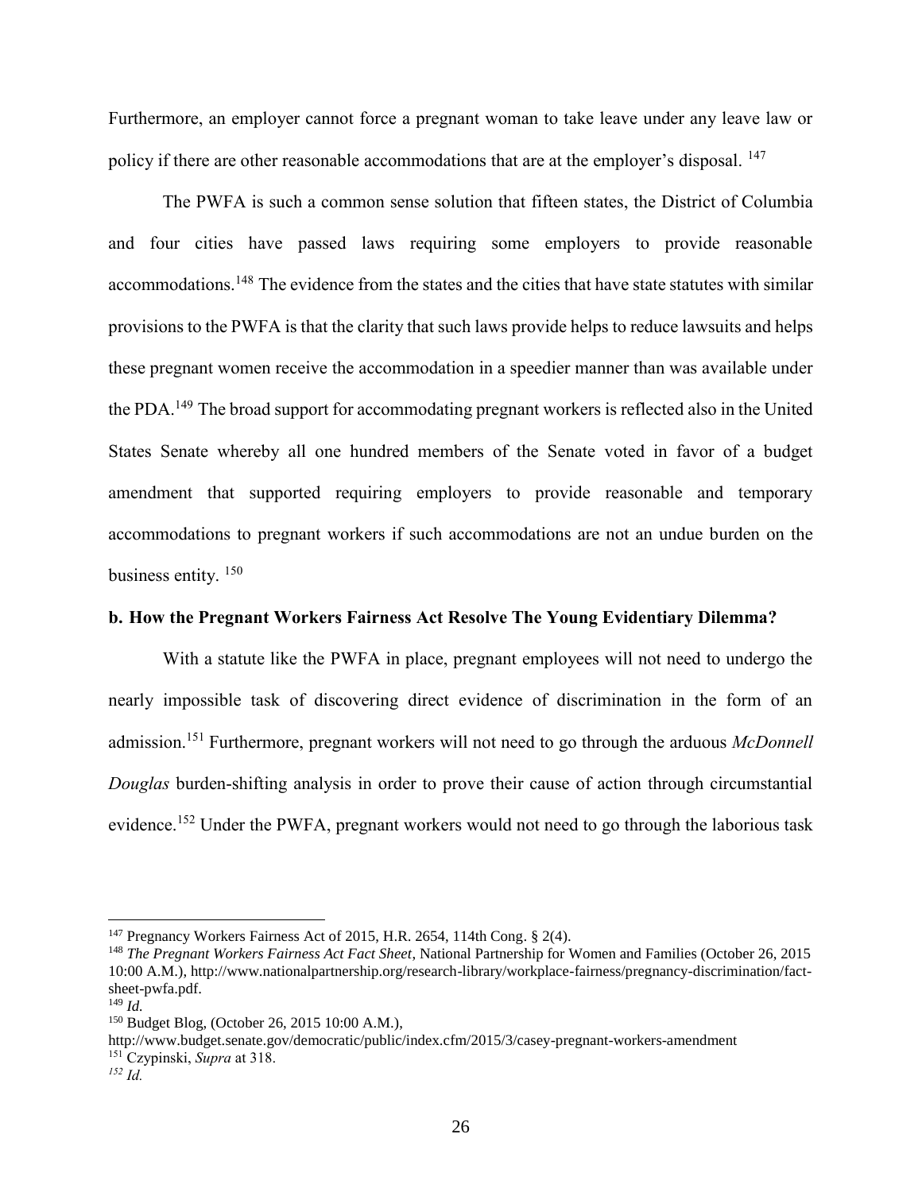Furthermore, an employer cannot force a pregnant woman to take leave under any leave law or policy if there are other reasonable accommodations that are at the employer's disposal. [147]

The PWFA is such a common sense solution that fifteen states, the District of Columbia and four cities have passed laws requiring some employers to provide reasonable accommodations.[148] The evidence from the states and the cities that have state statutes with similar provisions to the PWFA is that the clarity that such laws provide helps to reduce lawsuits and helps these pregnant women receive the accommodation in a speedier manner than was available under the PDA.[149] The broad support for accommodating pregnant workers is reflected also in the United States Senate whereby all one hundred members of the Senate voted in favor of a budget amendment that supported requiring employers to provide reasonable and temporary accommodations to pregnant workers if such accommodations are not an undue burden on the business entity. [150]

**b. How the Pregnant Workers Fairness Act Resolve The Young Evidentiary Dilemma?**

With a statute like the PWFA in place, pregnant employees will not need to undergo the nearly impossible task of discovering direct evidence of discrimination in the form of an admission.[151] Furthermore, pregnant workers will not need to go through the arduous *McDonnell Douglas* burden-shifting analysis in order to prove their cause of action through circumstantial evidence.[152] Under the PWFA, pregnant workers would not need to go through the laborious task

---

[147] Pregnancy Workers Fairness Act of 2015, H.R. 2654, 114th Cong. § 2(4).

[148] *The Pregnant Workers Fairness Act Fact Sheet*, National Partnership for Women and Families (October 26, 2015 10:00 A.M.), http://www.nationalpartnership.org/research-library/workplace-fairness/pregnancy-discrimination/fact-sheet-pwfa.pdf.

[149] *Id.*

[150] Budget Blog, (October 26, 2015 10:00 A.M.), http://www.budget.senate.gov/democratic/public/index.cfm/2015/3/casey-pregnant-workers-amendment

[151] Czypinski, *Supra* at 318.

[152] *Id.*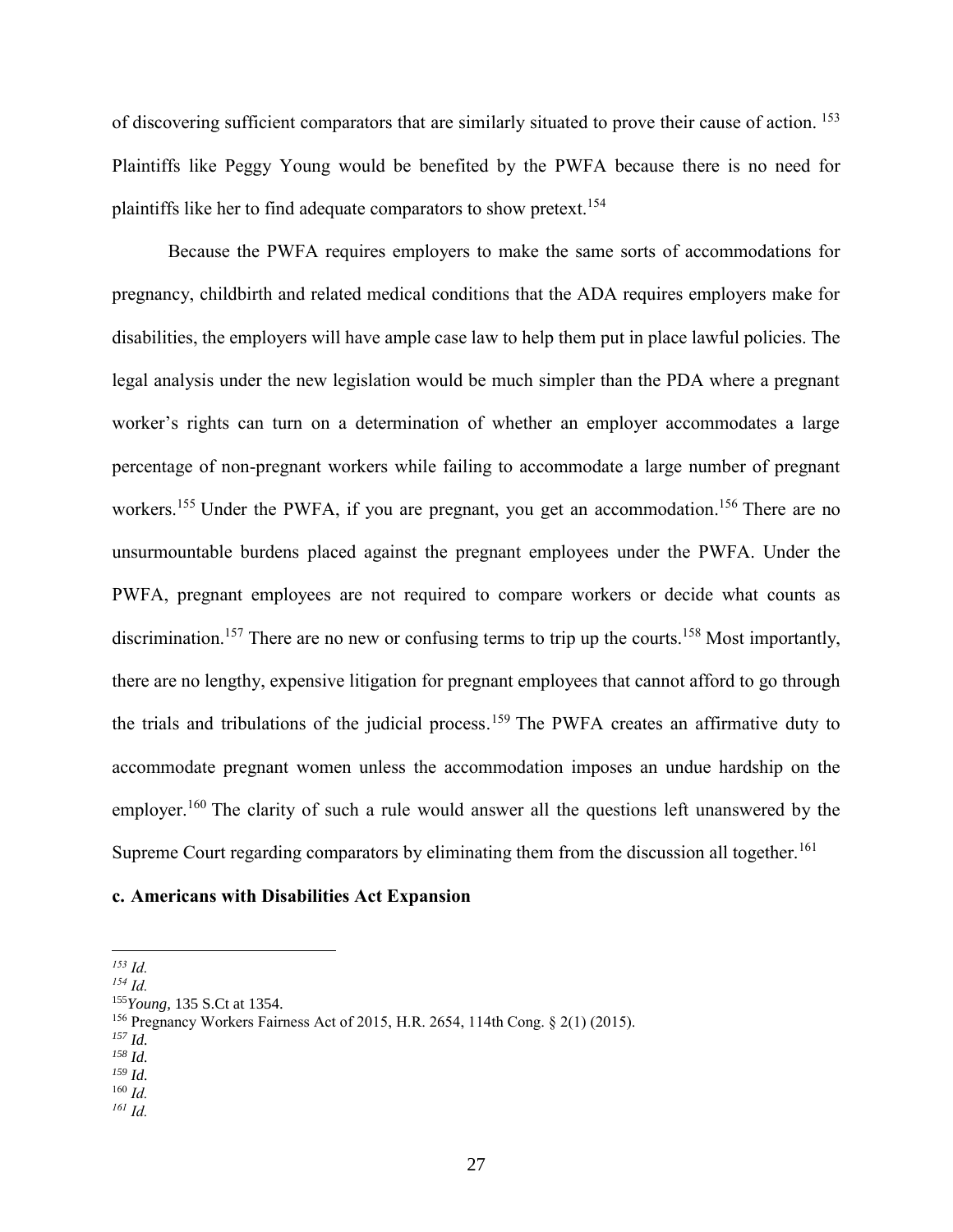of discovering sufficient comparators that are similarly situated to prove their cause of action. [153] Plaintiffs like Peggy Young would be benefited by the PWFA because there is no need for plaintiffs like her to find adequate comparators to show pretext.[154]

Because the PWFA requires employers to make the same sorts of accommodations for pregnancy, childbirth and related medical conditions that the ADA requires employers make for disabilities, the employers will have ample case law to help them put in place lawful policies. The legal analysis under the new legislation would be much simpler than the PDA where a pregnant worker's rights can turn on a determination of whether an employer accommodates a large percentage of non-pregnant workers while failing to accommodate a large number of pregnant workers.[155] Under the PWFA, if you are pregnant, you get an accommodation.[156] There are no unsurmountable burdens placed against the pregnant employees under the PWFA. Under the PWFA, pregnant employees are not required to compare workers or decide what counts as discrimination.[157] There are no new or confusing terms to trip up the courts.[158] Most importantly, there are no lengthy, expensive litigation for pregnant employees that cannot afford to go through the trials and tribulations of the judicial process.[159] The PWFA creates an affirmative duty to accommodate pregnant women unless the accommodation imposes an undue hardship on the employer.[160] The clarity of such a rule would answer all the questions left unanswered by the Supreme Court regarding comparators by eliminating them from the discussion all together.[161]

**c. Americans with Disabilities Act Expansion**

---

[153] *Id.*
[154] *Id.*
[155] *Young,* 135 S.Ct at 1354.
[156] Pregnancy Workers Fairness Act of 2015, H.R. 2654, 114th Cong. § 2(1) (2015).
[157] *Id.*
[158] *Id.*
[159] *Id.*
[160] *Id.*
[161] *Id.*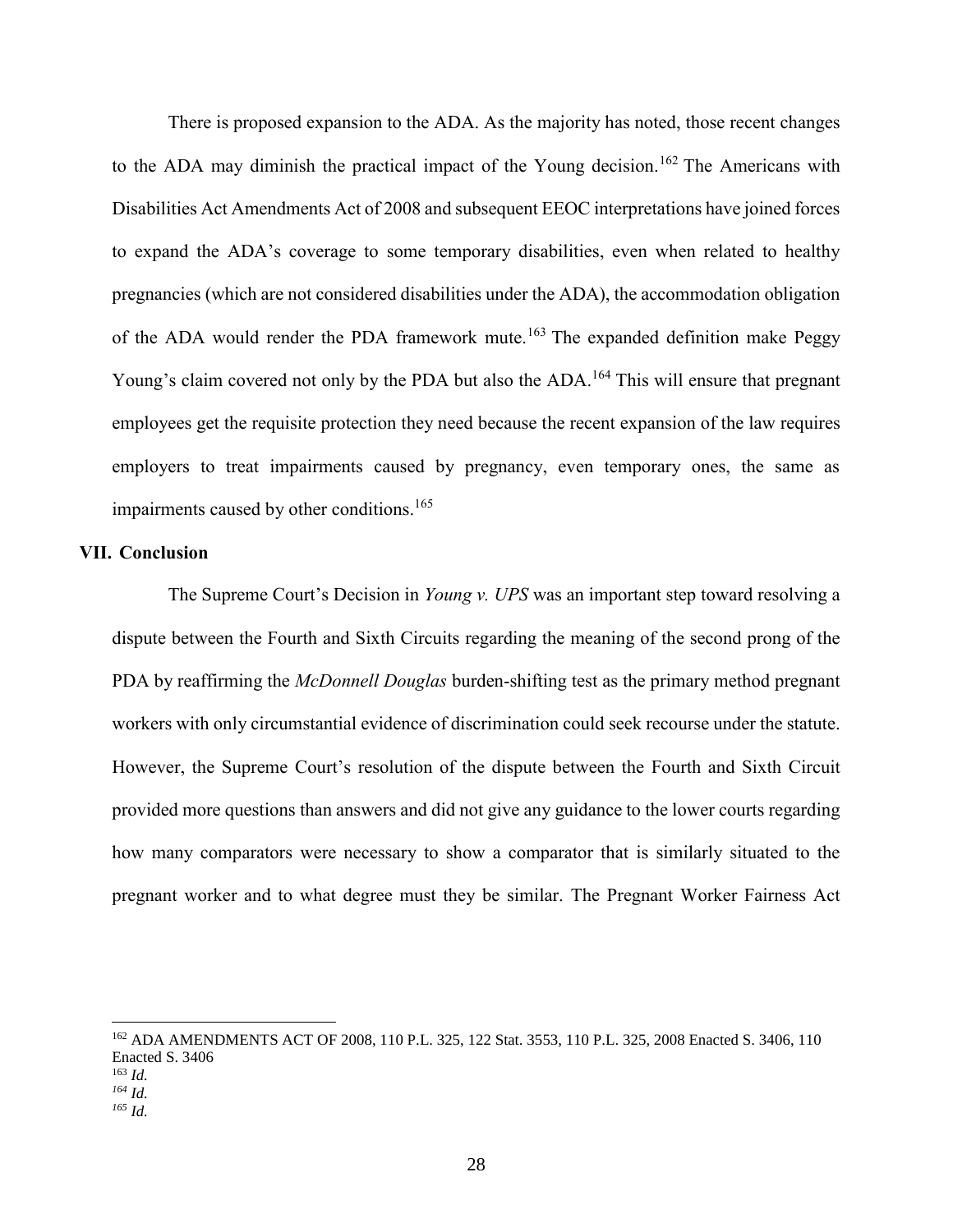There is proposed expansion to the ADA. As the majority has noted, those recent changes to the ADA may diminish the practical impact of the Young decision.[162] The Americans with Disabilities Act Amendments Act of 2008 and subsequent EEOC interpretations have joined forces to expand the ADA's coverage to some temporary disabilities, even when related to healthy pregnancies (which are not considered disabilities under the ADA), the accommodation obligation of the ADA would render the PDA framework mute.[163] The expanded definition make Peggy Young's claim covered not only by the PDA but also the ADA.[164] This will ensure that pregnant employees get the requisite protection they need because the recent expansion of the law requires employers to treat impairments caused by pregnancy, even temporary ones, the same as impairments caused by other conditions.[165]

## VII. Conclusion

The Supreme Court's Decision in *Young v. UPS* was an important step toward resolving a dispute between the Fourth and Sixth Circuits regarding the meaning of the second prong of the PDA by reaffirming the *McDonnell Douglas* burden-shifting test as the primary method pregnant workers with only circumstantial evidence of discrimination could seek recourse under the statute. However, the Supreme Court's resolution of the dispute between the Fourth and Sixth Circuit provided more questions than answers and did not give any guidance to the lower courts regarding how many comparators were necessary to show a comparator that is similarly situated to the pregnant worker and to what degree must they be similar. The Pregnant Worker Fairness Act

---

[162] ADA AMENDMENTS ACT OF 2008, 110 P.L. 325, 122 Stat. 3553, 110 P.L. 325, 2008 Enacted S. 3406, 110 Enacted S. 3406

[163] *Id.*

[164] *Id.*

[165] *Id.*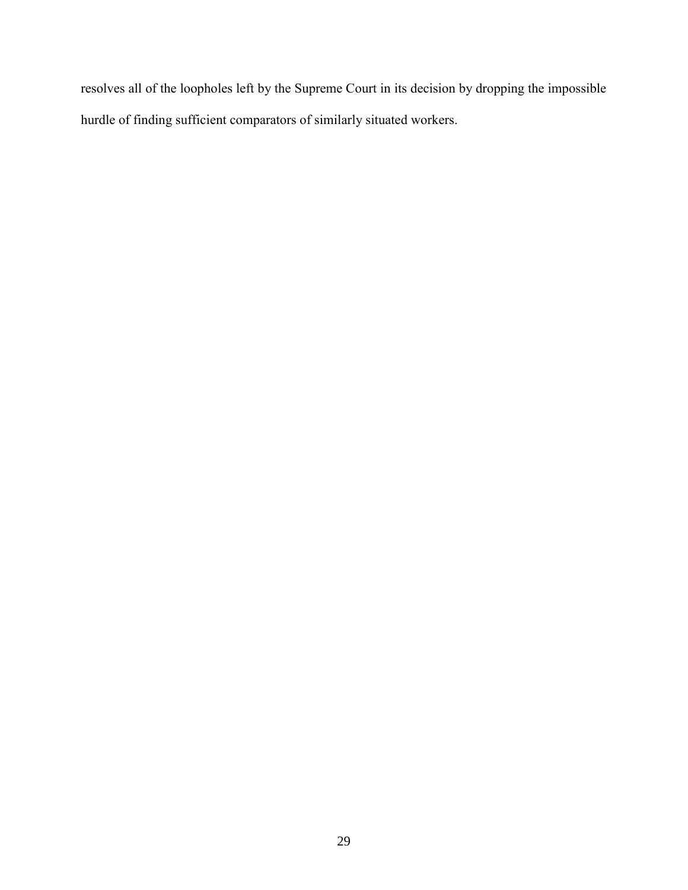resolves all of the loopholes left by the Supreme Court in its decision by dropping the impossible hurdle of finding sufficient comparators of similarly situated workers.